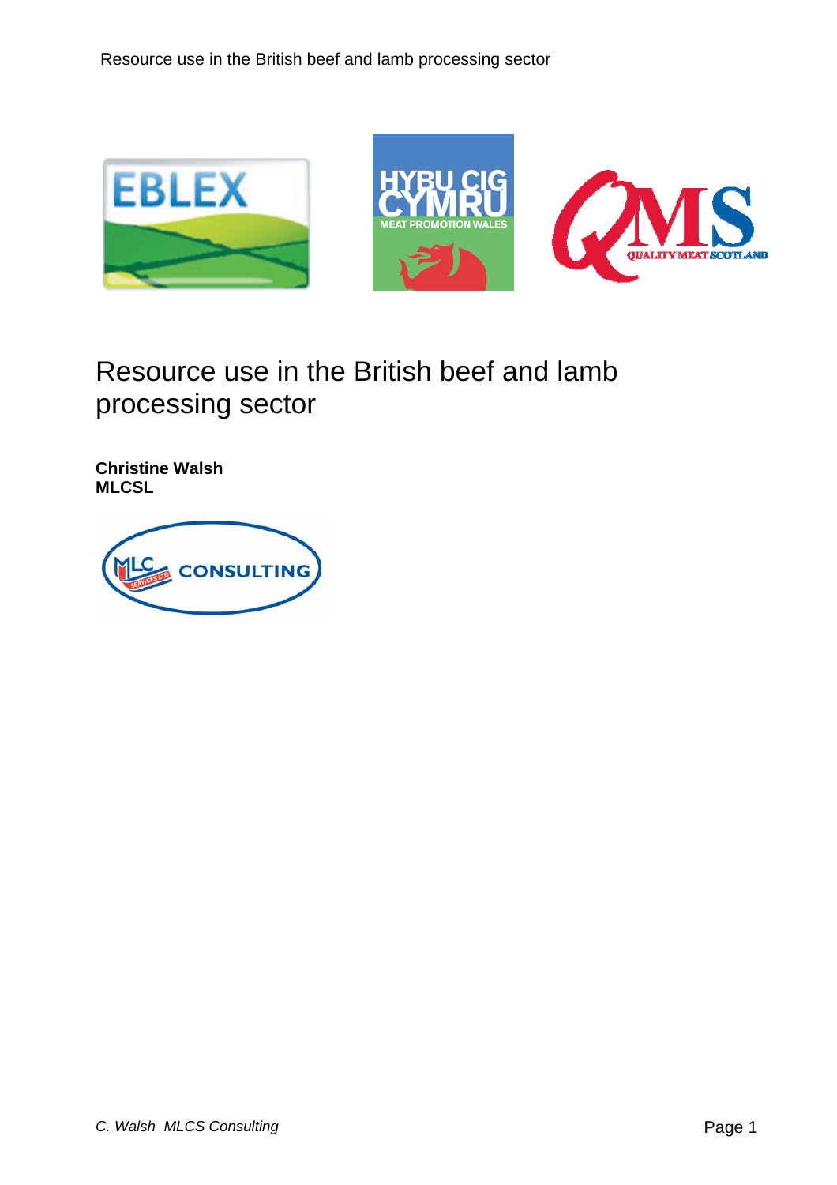# Resource use in the British beef and lamb processing sector

**Christine Walsh**
**MLCSL**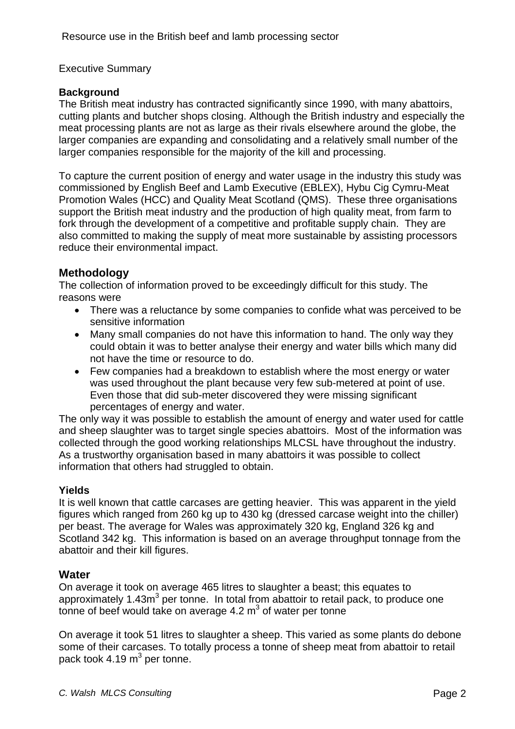Resource use in the British beef and lamb processing sector

Executive Summary

**Background**

The British meat industry has contracted significantly since 1990, with many abattoirs, cutting plants and butcher shops closing. Although the British industry and especially the meat processing plants are not as large as their rivals elsewhere around the globe, the larger companies are expanding and consolidating and a relatively small number of the larger companies responsible for the majority of the kill and processing.

To capture the current position of energy and water usage in the industry this study was commissioned by English Beef and Lamb Executive (EBLEX), Hybu Cig Cymru-Meat Promotion Wales (HCC) and Quality Meat Scotland (QMS). These three organisations support the British meat industry and the production of high quality meat, from farm to fork through the development of a competitive and profitable supply chain. They are also committed to making the supply of meat more sustainable by assisting processors reduce their environmental impact.

## Methodology

The collection of information proved to be exceedingly difficult for this study. The reasons were

- There was a reluctance by some companies to confide what was perceived to be sensitive information
- Many small companies do not have this information to hand. The only way they could obtain it was to better analyse their energy and water bills which many did not have the time or resource to do.
- Few companies had a breakdown to establish where the most energy or water was used throughout the plant because very few sub-metered at point of use. Even those that did sub-meter discovered they were missing significant percentages of energy and water.

The only way it was possible to establish the amount of energy and water used for cattle and sheep slaughter was to target single species abattoirs. Most of the information was collected through the good working relationships MLCSL have throughout the industry. As a trustworthy organisation based in many abattoirs it was possible to collect information that others had struggled to obtain.

**Yields**

It is well known that cattle carcases are getting heavier. This was apparent in the yield figures which ranged from 260 kg up to 430 kg (dressed carcase weight into the chiller) per beast. The average for Wales was approximately 320 kg, England 326 kg and Scotland 342 kg. This information is based on an average throughput tonnage from the abattoir and their kill figures.

## Water

On average it took on average 465 litres to slaughter a beast; this equates to approximately 1.43m$^3$ per tonne. In total from abattoir to retail pack, to produce one tonne of beef would take on average 4.2 m$^3$ of water per tonne

On average it took 51 litres to slaughter a sheep. This varied as some plants do debone some of their carcases. To totally process a tonne of sheep meat from abattoir to retail pack took 4.19 m$^3$ per tonne.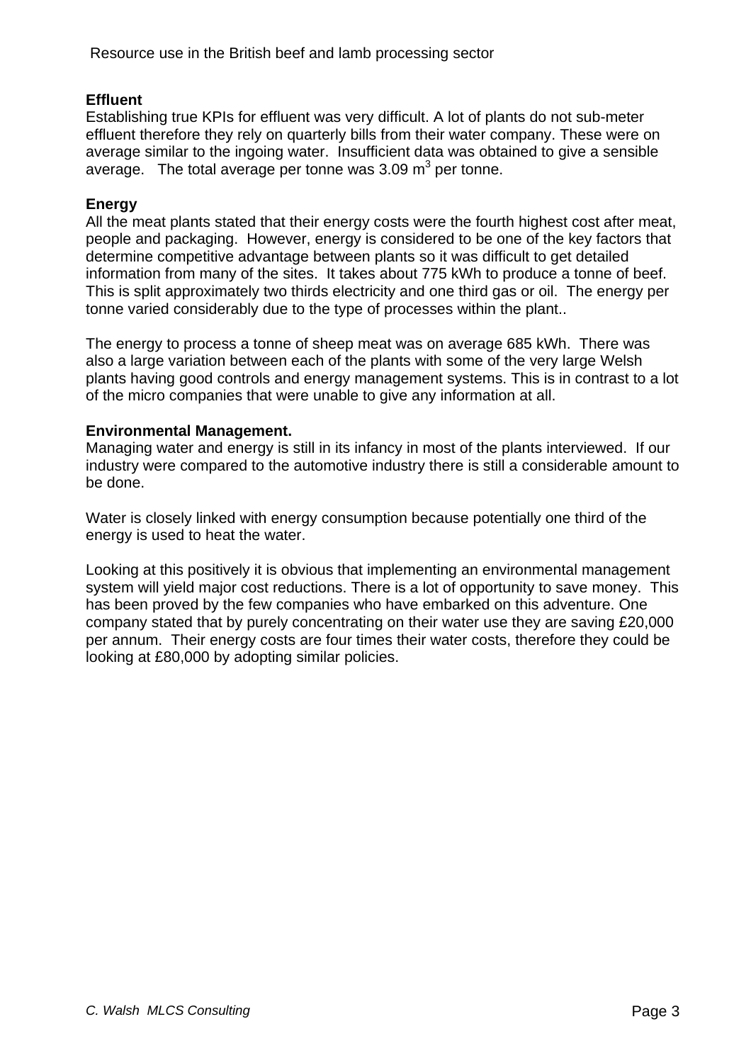## Effluent

Establishing true KPIs for effluent was very difficult. A lot of plants do not sub-meter effluent therefore they rely on quarterly bills from their water company. These were on average similar to the ingoing water. Insufficient data was obtained to give a sensible average. The total average per tonne was 3.09 $m^3$ per tonne.

## Energy

All the meat plants stated that their energy costs were the fourth highest cost after meat, people and packaging. However, energy is considered to be one of the key factors that determine competitive advantage between plants so it was difficult to get detailed information from many of the sites. It takes about 775 kWh to produce a tonne of beef. This is split approximately two thirds electricity and one third gas or oil. The energy per tonne varied considerably due to the type of processes within the plant..

The energy to process a tonne of sheep meat was on average 685 kWh. There was also a large variation between each of the plants with some of the very large Welsh plants having good controls and energy management systems. This is in contrast to a lot of the micro companies that were unable to give any information at all.

## Environmental Management.

Managing water and energy is still in its infancy in most of the plants interviewed. If our industry were compared to the automotive industry there is still a considerable amount to be done.

Water is closely linked with energy consumption because potentially one third of the energy is used to heat the water.

Looking at this positively it is obvious that implementing an environmental management system will yield major cost reductions. There is a lot of opportunity to save money. This has been proved by the few companies who have embarked on this adventure. One company stated that by purely concentrating on their water use they are saving £20,000 per annum. Their energy costs are four times their water costs, therefore they could be looking at £80,000 by adopting similar policies.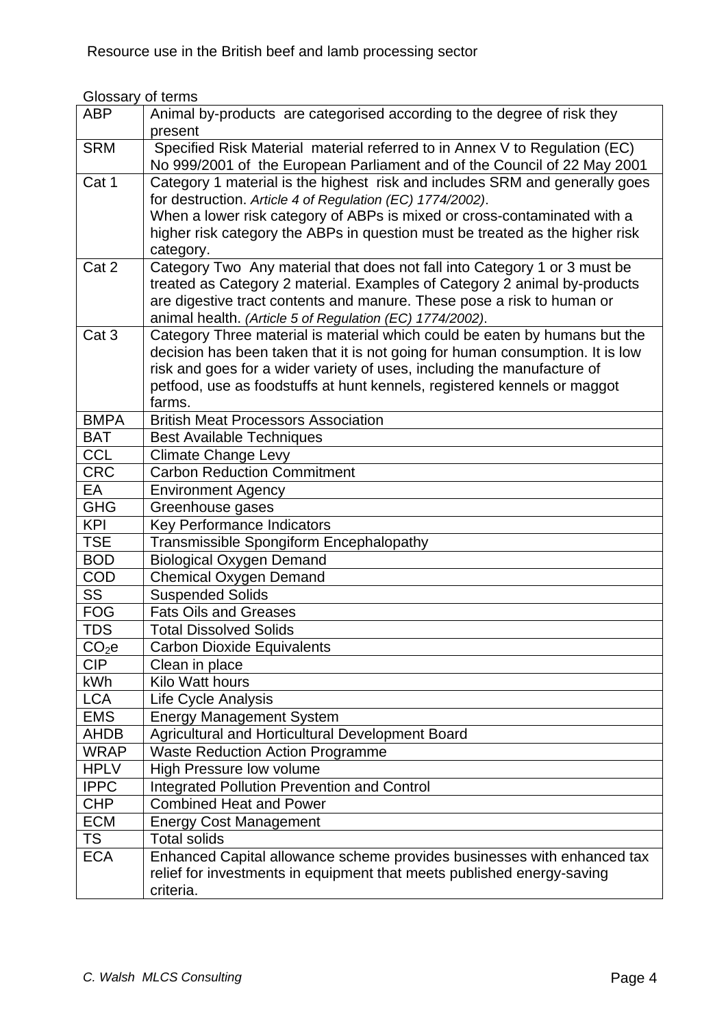Glossary of terms

| | |
|---|---|
| ABP | Animal by-products are categorised according to the degree of risk they present |
| SRM | Specified Risk Material material referred to in Annex V to Regulation (EC) No 999/2001 of the European Parliament and of the Council of 22 May 2001 |
| Cat 1 | Category 1 material is the highest risk and includes SRM and generally goes for destruction. *Article 4 of Regulation (EC) 1774/2002)*.<br>When a lower risk category of ABPs is mixed or cross-contaminated with a higher risk category the ABPs in question must be treated as the higher risk category. |
| Cat 2 | Category Two Any material that does not fall into Category 1 or 3 must be treated as Category 2 material. Examples of Category 2 animal by-products are digestive tract contents and manure. These pose a risk to human or animal health. *(Article 5 of Regulation (EC) 1774/2002)*. |
| Cat 3 | Category Three material is material which could be eaten by humans but the decision has been taken that it is not going for human consumption. It is low risk and goes for a wider variety of uses, including the manufacture of petfood, use as foodstuffs at hunt kennels, registered kennels or maggot farms. |
| BMPA | British Meat Processors Association |
| BAT | Best Available Techniques |
| CCL | Climate Change Levy |
| CRC | Carbon Reduction Commitment |
| EA | Environment Agency |
| GHG | Greenhouse gases |
| KPI | Key Performance Indicators |
| TSE | Transmissible Spongiform Encephalopathy |
| BOD | Biological Oxygen Demand |
| COD | Chemical Oxygen Demand |
| SS | Suspended Solids |
| FOG | Fats Oils and Greases |
| TDS | Total Dissolved Solids |
| $CO_2e$ | Carbon Dioxide Equivalents |
| CIP | Clean in place |
| kWh | Kilo Watt hours |
| LCA | Life Cycle Analysis |
| EMS | Energy Management System |
| AHDB | Agricultural and Horticultural Development Board |
| WRAP | Waste Reduction Action Programme |
| HPLV | High Pressure low volume |
| IPPC | Integrated Pollution Prevention and Control |
| CHP | Combined Heat and Power |
| ECM | Energy Cost Management |
| TS | Total solids |
| ECA | Enhanced Capital allowance scheme provides businesses with enhanced tax relief for investments in equipment that meets published energy-saving criteria. |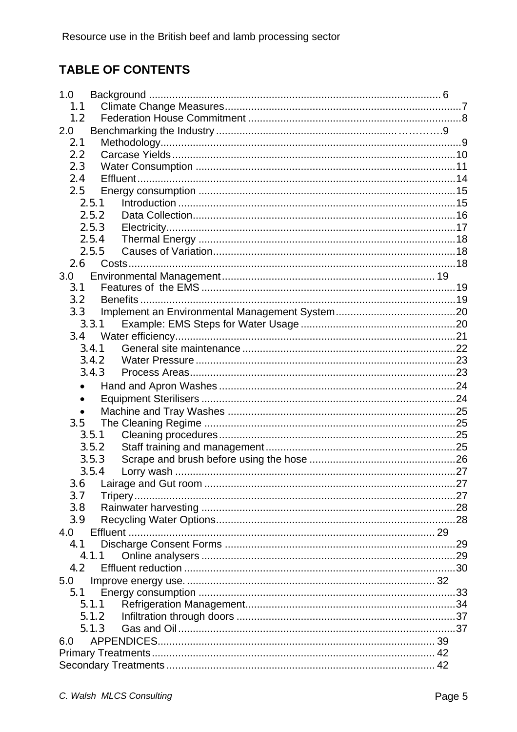# TABLE OF CONTENTS

1.0 Background ..................................................................................................... 6
- 1.1 Climate Change Measures.................................................................................7
- 1.2 Federation House Commitment ........................................................................8

2.0 Benchmarking the Industry ................................................................…………..9
- 2.1 Methodology.....................................................................................................9
- 2.2 Carcase Yields ................................................................................................10
- 2.3 Water Consumption .........................................................................................11
- 2.4 Effluent............................................................................................................14
- 2.5 Energy consumption ........................................................................................15
  - 2.5.1 Introduction ...............................................................................................15
  - 2.5.2 Data Collection..........................................................................................16
  - 2.5.3 Electricity...................................................................................................17
  - 2.5.4 Thermal Energy ........................................................................................18
  - 2.5.5 Causes of Variation...................................................................................18
- 2.6 Costs................................................................................................................18

3.0 Environmental Management.......................................................................... 19
- 3.1 Features of the EMS .......................................................................................19
- 3.2 Benefits ...........................................................................................................19
- 3.3 Implement an Environmental Management System.........................................20
  - 3.3.1 Example: EMS Steps for Water Usage .....................................................20
- 3.4 Water efficiency...............................................................................................21
  - 3.4.1 General site maintenance .........................................................................22
  - 3.4.2 Water Pressure .........................................................................................23
  - 3.4.3 Process Areas...........................................................................................23
    - Hand and Apron Washes .................................................................................24
    - Equipment Sterilisers .......................................................................................24
    - Machine and Tray Washes ..............................................................................25
- 3.5 The Cleaning Regime ......................................................................................25
  - 3.5.1 Cleaning procedures.................................................................................25
  - 3.5.2 Staff training and management.................................................................25
  - 3.5.3 Scrape and brush before using the hose ..................................................26
  - 3.5.4 Lorry wash ................................................................................................27
- 3.6 Lairage and Gut room ......................................................................................27
- 3.7 Tripery..............................................................................................................27
- 3.8 Rainwater harvesting .......................................................................................28
- 3.9 Recycling Water Options..................................................................................28

4.0 Effluent .......................................................................................................... 29
- 4.1 Discharge Consent Forms ...............................................................................29
  - 4.1.1 Online analysers .......................................................................................29
- 4.2 Effluent reduction .............................................................................................30

5.0 Improve energy use......................................................................................... 32
- 5.1 Energy consumption ........................................................................................33
  - 5.1.1 Refrigeration Management........................................................................34
  - 5.1.2 Infiltration through doors ...........................................................................37
  - 5.1.3 Gas and Oil...............................................................................................37

6.0 APPENDICES................................................................................................ 39

Primary Treatments................................................................................................. 42

Secondary Treatments ............................................................................................ 42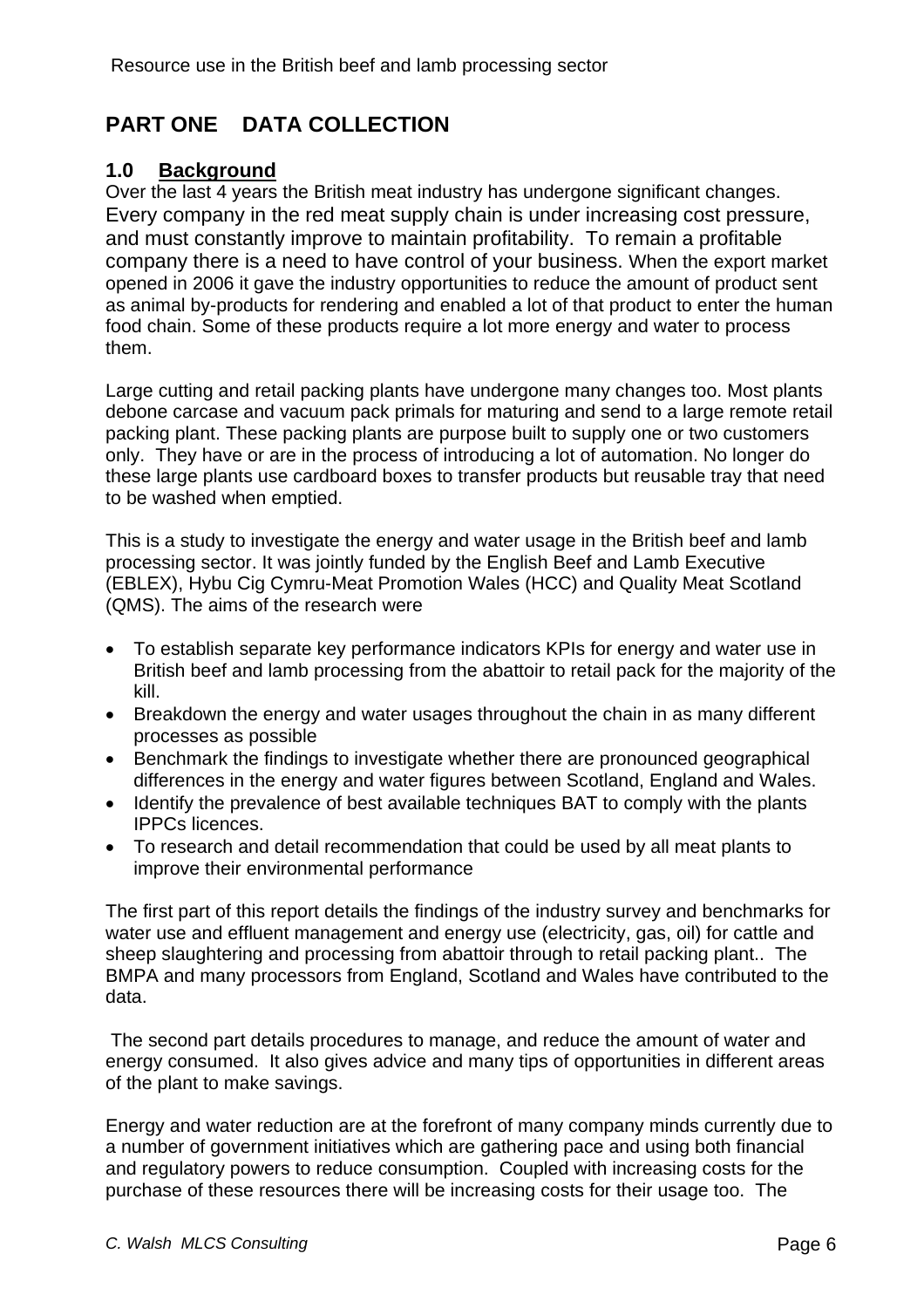# PART ONE DATA COLLECTION

## 1.0 Background

Over the last 4 years the British meat industry has undergone significant changes. Every company in the red meat supply chain is under increasing cost pressure, and must constantly improve to maintain profitability. To remain a profitable company there is a need to have control of your business. When the export market opened in 2006 it gave the industry opportunities to reduce the amount of product sent as animal by-products for rendering and enabled a lot of that product to enter the human food chain. Some of these products require a lot more energy and water to process them.

Large cutting and retail packing plants have undergone many changes too. Most plants debone carcase and vacuum pack primals for maturing and send to a large remote retail packing plant. These packing plants are purpose built to supply one or two customers only. They have or are in the process of introducing a lot of automation. No longer do these large plants use cardboard boxes to transfer products but reusable tray that need to be washed when emptied.

This is a study to investigate the energy and water usage in the British beef and lamb processing sector. It was jointly funded by the English Beef and Lamb Executive (EBLEX), Hybu Cig Cymru-Meat Promotion Wales (HCC) and Quality Meat Scotland (QMS). The aims of the research were

- To establish separate key performance indicators KPIs for energy and water use in British beef and lamb processing from the abattoir to retail pack for the majority of the kill.
- Breakdown the energy and water usages throughout the chain in as many different processes as possible
- Benchmark the findings to investigate whether there are pronounced geographical differences in the energy and water figures between Scotland, England and Wales.
- Identify the prevalence of best available techniques BAT to comply with the plants IPPCs licences.
- To research and detail recommendation that could be used by all meat plants to improve their environmental performance

The first part of this report details the findings of the industry survey and benchmarks for water use and effluent management and energy use (electricity, gas, oil) for cattle and sheep slaughtering and processing from abattoir through to retail packing plant.. The BMPA and many processors from England, Scotland and Wales have contributed to the data.

The second part details procedures to manage, and reduce the amount of water and energy consumed. It also gives advice and many tips of opportunities in different areas of the plant to make savings.

Energy and water reduction are at the forefront of many company minds currently due to a number of government initiatives which are gathering pace and using both financial and regulatory powers to reduce consumption. Coupled with increasing costs for the purchase of these resources there will be increasing costs for their usage too. The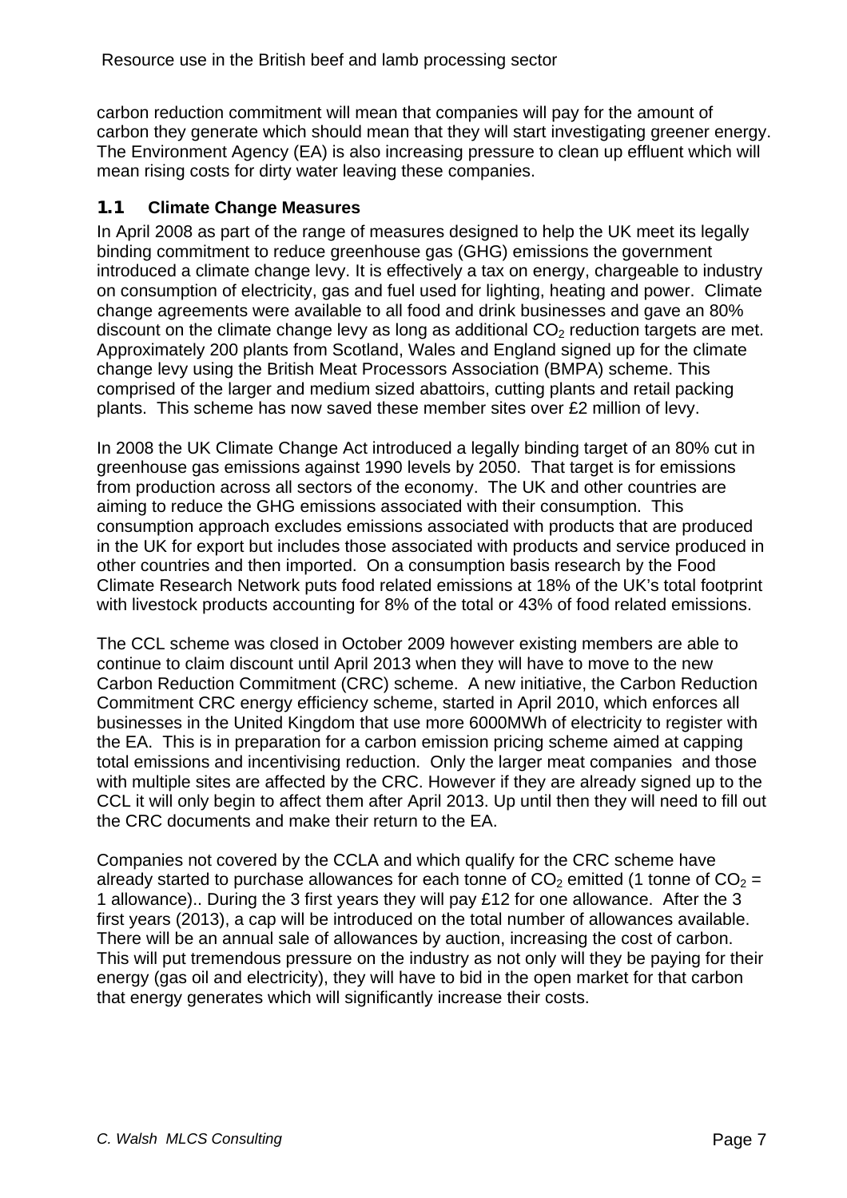carbon reduction commitment will mean that companies will pay for the amount of carbon they generate which should mean that they will start investigating greener energy. The Environment Agency (EA) is also increasing pressure to clean up effluent which will mean rising costs for dirty water leaving these companies.

## 1.1 Climate Change Measures

In April 2008 as part of the range of measures designed to help the UK meet its legally binding commitment to reduce greenhouse gas (GHG) emissions the government introduced a climate change levy. It is effectively a tax on energy, chargeable to industry on consumption of electricity, gas and fuel used for lighting, heating and power. Climate change agreements were available to all food and drink businesses and gave an 80% discount on the climate change levy as long as additional $CO_2$ reduction targets are met. Approximately 200 plants from Scotland, Wales and England signed up for the climate change levy using the British Meat Processors Association (BMPA) scheme. This comprised of the larger and medium sized abattoirs, cutting plants and retail packing plants. This scheme has now saved these member sites over £2 million of levy.

In 2008 the UK Climate Change Act introduced a legally binding target of an 80% cut in greenhouse gas emissions against 1990 levels by 2050. That target is for emissions from production across all sectors of the economy. The UK and other countries are aiming to reduce the GHG emissions associated with their consumption. This consumption approach excludes emissions associated with products that are produced in the UK for export but includes those associated with products and service produced in other countries and then imported. On a consumption basis research by the Food Climate Research Network puts food related emissions at 18% of the UK's total footprint with livestock products accounting for 8% of the total or 43% of food related emissions.

The CCL scheme was closed in October 2009 however existing members are able to continue to claim discount until April 2013 when they will have to move to the new Carbon Reduction Commitment (CRC) scheme. A new initiative, the Carbon Reduction Commitment CRC energy efficiency scheme, started in April 2010, which enforces all businesses in the United Kingdom that use more 6000MWh of electricity to register with the EA. This is in preparation for a carbon emission pricing scheme aimed at capping total emissions and incentivising reduction. Only the larger meat companies and those with multiple sites are affected by the CRC. However if they are already signed up to the CCL it will only begin to affect them after April 2013. Up until then they will need to fill out the CRC documents and make their return to the EA.

Companies not covered by the CCLA and which qualify for the CRC scheme have already started to purchase allowances for each tonne of $CO_2$ emitted (1 tonne of $CO_2$ = 1 allowance).. During the 3 first years they will pay £12 for one allowance. After the 3 first years (2013), a cap will be introduced on the total number of allowances available. There will be an annual sale of allowances by auction, increasing the cost of carbon. This will put tremendous pressure on the industry as not only will they be paying for their energy (gas oil and electricity), they will have to bid in the open market for that carbon that energy generates which will significantly increase their costs.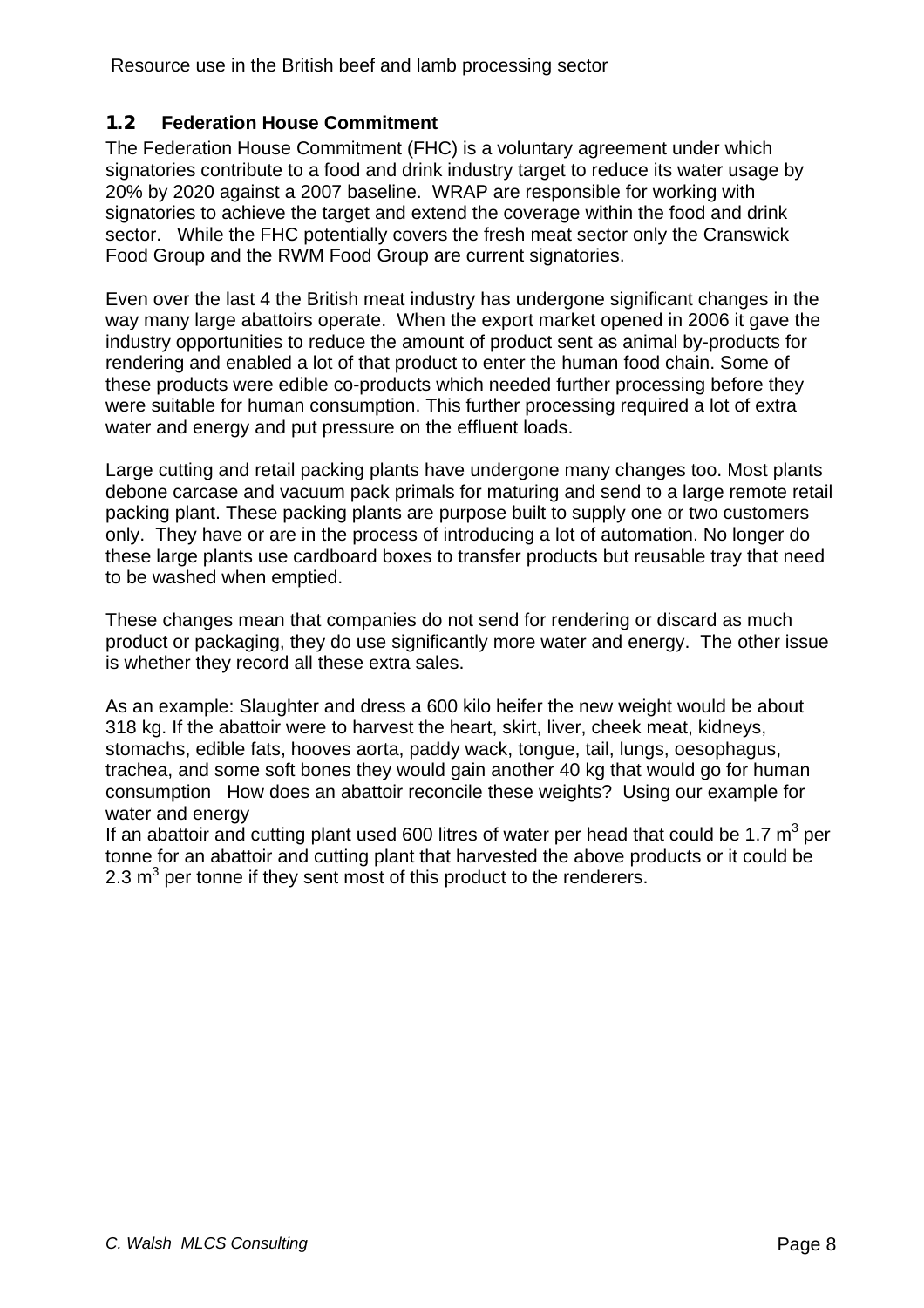## 1.2 Federation House Commitment

The Federation House Commitment (FHC) is a voluntary agreement under which signatories contribute to a food and drink industry target to reduce its water usage by 20% by 2020 against a 2007 baseline. WRAP are responsible for working with signatories to achieve the target and extend the coverage within the food and drink sector. While the FHC potentially covers the fresh meat sector only the Cranswick Food Group and the RWM Food Group are current signatories.

Even over the last 4 the British meat industry has undergone significant changes in the way many large abattoirs operate. When the export market opened in 2006 it gave the industry opportunities to reduce the amount of product sent as animal by-products for rendering and enabled a lot of that product to enter the human food chain. Some of these products were edible co-products which needed further processing before they were suitable for human consumption. This further processing required a lot of extra water and energy and put pressure on the effluent loads.

Large cutting and retail packing plants have undergone many changes too. Most plants debone carcase and vacuum pack primals for maturing and send to a large remote retail packing plant. These packing plants are purpose built to supply one or two customers only. They have or are in the process of introducing a lot of automation. No longer do these large plants use cardboard boxes to transfer products but reusable tray that need to be washed when emptied.

These changes mean that companies do not send for rendering or discard as much product or packaging, they do use significantly more water and energy. The other issue is whether they record all these extra sales.

As an example: Slaughter and dress a 600 kilo heifer the new weight would be about 318 kg. If the abattoir were to harvest the heart, skirt, liver, cheek meat, kidneys, stomachs, edible fats, hooves aorta, paddy wack, tongue, tail, lungs, oesophagus, trachea, and some soft bones they would gain another 40 kg that would go for human consumption How does an abattoir reconcile these weights? Using our example for water and energy

If an abattoir and cutting plant used 600 litres of water per head that could be 1.7 $m^3$ per tonne for an abattoir and cutting plant that harvested the above products or it could be 2.3 $m^3$ per tonne if they sent most of this product to the renderers.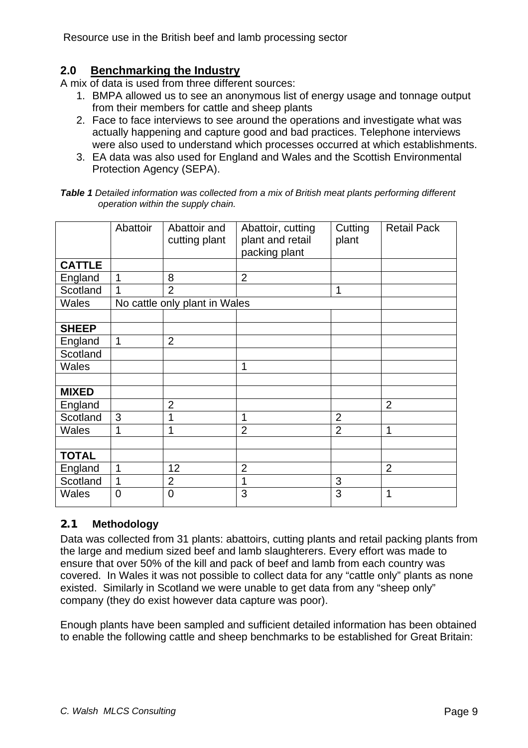## 2.0 Benchmarking the Industry

A mix of data is used from three different sources:

1. BMPA allowed us to see an anonymous list of energy usage and tonnage output from their members for cattle and sheep plants
2. Face to face interviews to see around the operations and investigate what was actually happening and capture good and bad practices. Telephone interviews were also used to understand which processes occurred at which establishments.
3. EA data was also used for England and Wales and the Scottish Environmental Protection Agency (SEPA).

***Table 1*** *Detailed information was collected from a mix of British meat plants performing different operation within the supply chain.*

| | Abattoir | Abattoir and cutting plant | Abattoir, cutting plant and retail packing plant | Cutting plant | Retail Pack |
|---|---|---|---|---|---|
| **CATTLE** | | | | | |
| England | 1 | 8 | 2 | | |
| Scotland | 1 | 2 | | 1 | |
| Wales | No cattle only plant in Wales | | | | |
| | | | | | |
| **SHEEP** | | | | | |
| England | 1 | 2 | | | |
| Scotland | | | | | |
| Wales | | | 1 | | |
| | | | | | |
| **MIXED** | | | | | |
| England | | 2 | | | 2 |
| Scotland | 3 | 1 | 1 | 2 | |
| Wales | 1 | 1 | 2 | 2 | 1 |
| | | | | | |
| **TOTAL** | | | | | |
| England | 1 | 12 | 2 | | 2 |
| Scotland | 1 | 2 | 1 | 3 | |
| Wales | 0 | 0 | 3 | 3 | 1 |

### 2.1 Methodology

Data was collected from 31 plants: abattoirs, cutting plants and retail packing plants from the large and medium sized beef and lamb slaughterers. Every effort was made to ensure that over 50% of the kill and pack of beef and lamb from each country was covered. In Wales it was not possible to collect data for any "cattle only" plants as none existed. Similarly in Scotland we were unable to get data from any "sheep only" company (they do exist however data capture was poor).

Enough plants have been sampled and sufficient detailed information has been obtained to enable the following cattle and sheep benchmarks to be established for Great Britain: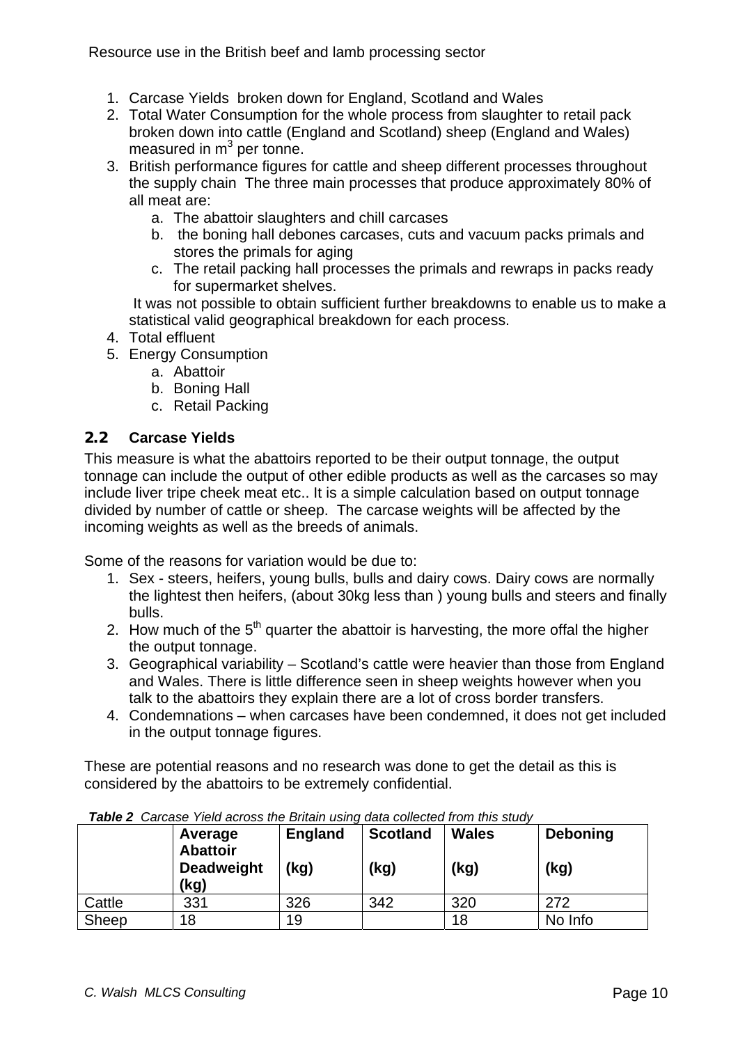1. Carcase Yields broken down for England, Scotland and Wales
2. Total Water Consumption for the whole process from slaughter to retail pack broken down into cattle (England and Scotland) sheep (England and Wales) measured in $m^3$ per tonne.
3. British performance figures for cattle and sheep different processes throughout the supply chain The three main processes that produce approximately 80% of all meat are:
   a. The abattoir slaughters and chill carcases
   b. the boning hall debones carcases, cuts and vacuum packs primals and stores the primals for aging
   c. The retail packing hall processes the primals and rewraps in packs ready for supermarket shelves.

   It was not possible to obtain sufficient further breakdowns to enable us to make a statistical valid geographical breakdown for each process.
4. Total effluent
5. Energy Consumption
   a. Abattoir
   b. Boning Hall
   c. Retail Packing

## 2.2 Carcase Yields

This measure is what the abattoirs reported to be their output tonnage, the output tonnage can include the output of other edible products as well as the carcases so may include liver tripe cheek meat etc.. It is a simple calculation based on output tonnage divided by number of cattle or sheep. The carcase weights will be affected by the incoming weights as well as the breeds of animals.

Some of the reasons for variation would be due to:

1. Sex - steers, heifers, young bulls, bulls and dairy cows. Dairy cows are normally the lightest then heifers, (about 30kg less than ) young bulls and steers and finally bulls.
2. How much of the 5th quarter the abattoir is harvesting, the more offal the higher the output tonnage.
3. Geographical variability – Scotland's cattle were heavier than those from England and Wales. There is little difference seen in sheep weights however when you talk to the abattoirs they explain there are a lot of cross border transfers.
4. Condemnations – when carcases have been condemned, it does not get included in the output tonnage figures.

These are potential reasons and no research was done to get the detail as this is considered by the abattoirs to be extremely confidential.

***Table 2*** *Carcase Yield across the Britain using data collected from this study*

| | Average Abattoir Deadweight (kg) | England (kg) | Scotland (kg) | Wales (kg) | Deboning (kg) |
|---|---|---|---|---|---|
| Cattle | 331 | 326 | 342 | 320 | 272 |
| Sheep | 18 | 19 | | 18 | No Info |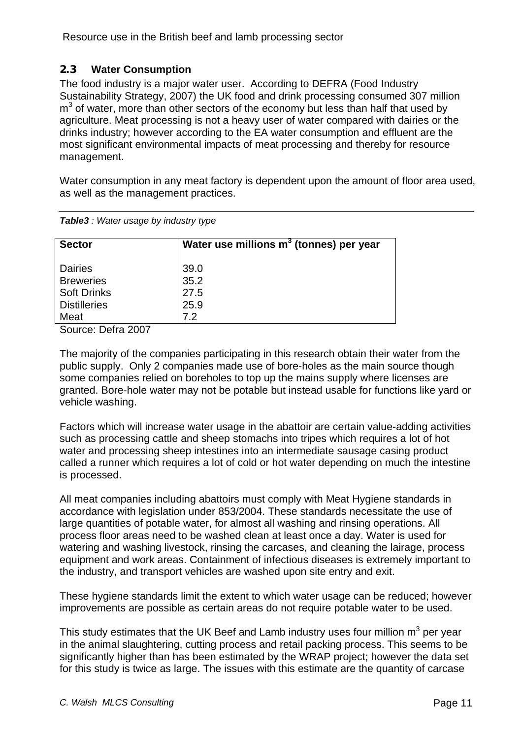## 2.3 Water Consumption

The food industry is a major water user. According to DEFRA (Food Industry Sustainability Strategy, 2007) the UK food and drink processing consumed 307 million $m^3$ of water, more than other sectors of the economy but less than half that used by agriculture. Meat processing is not a heavy user of water compared with dairies or the drinks industry; however according to the EA water consumption and effluent are the most significant environmental impacts of meat processing and thereby for resource management.

Water consumption in any meat factory is dependent upon the amount of floor area used, as well as the management practices.

***Table3** : Water usage by industry type*

| Sector | Water use millions $m^3$ (tonnes) per year |
|---|---|
| Dairies | 39.0 |
| Breweries | 35.2 |
| Soft Drinks | 27.5 |
| Distilleries | 25.9 |
| Meat | 7.2 |

Source: Defra 2007

The majority of the companies participating in this research obtain their water from the public supply. Only 2 companies made use of bore-holes as the main source though some companies relied on boreholes to top up the mains supply where licenses are granted. Bore-hole water may not be potable but instead usable for functions like yard or vehicle washing.

Factors which will increase water usage in the abattoir are certain value-adding activities such as processing cattle and sheep stomachs into tripes which requires a lot of hot water and processing sheep intestines into an intermediate sausage casing product called a runner which requires a lot of cold or hot water depending on much the intestine is processed.

All meat companies including abattoirs must comply with Meat Hygiene standards in accordance with legislation under 853/2004. These standards necessitate the use of large quantities of potable water, for almost all washing and rinsing operations. All process floor areas need to be washed clean at least once a day. Water is used for watering and washing livestock, rinsing the carcases, and cleaning the lairage, process equipment and work areas. Containment of infectious diseases is extremely important to the industry, and transport vehicles are washed upon site entry and exit.

These hygiene standards limit the extent to which water usage can be reduced; however improvements are possible as certain areas do not require potable water to be used.

This study estimates that the UK Beef and Lamb industry uses four million $m^3$ per year in the animal slaughtering, cutting process and retail packing process. This seems to be significantly higher than has been estimated by the WRAP project; however the data set for this study is twice as large. The issues with this estimate are the quantity of carcase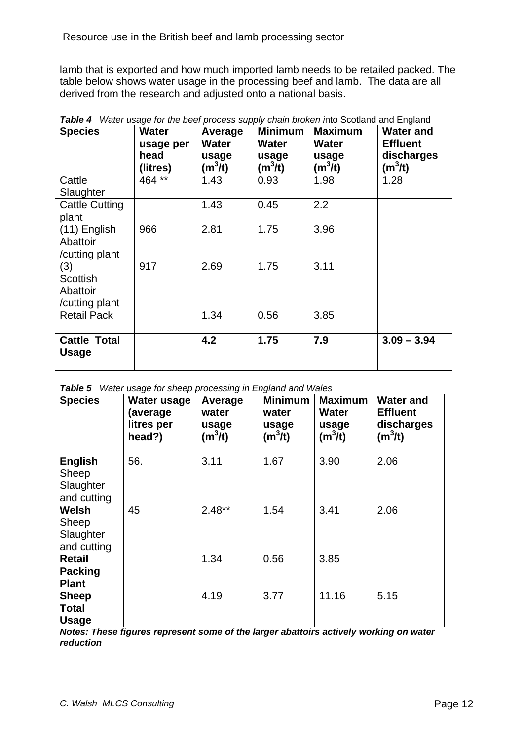lamb that is exported and how much imported lamb needs to be retailed packed. The table below shows water usage in the processing beef and lamb. The data are all derived from the research and adjusted onto a national basis.

***Table 4*** *Water usage for the beef process supply chain broken i*nto Scotland and England

| Species | Water usage per head (litres) | Average Water usage ($m^3/t$) | Minimum Water usage ($m^3/t$) | Maximum Water usage ($m^3/t$) | Water and Effluent discharges ($m^3/t$) |
|---|---|---|---|---|---|
| Cattle Slaughter | 464 ** | 1.43 | 0.93 | 1.98 | 1.28 |
| Cattle Cutting plant | | 1.43 | 0.45 | 2.2 | |
| (11) English Abattoir /cutting plant | 966 | 2.81 | 1.75 | 3.96 | |
| (3) Scottish Abattoir /cutting plant | 917 | 2.69 | 1.75 | 3.11 | |
| Retail Pack | | 1.34 | 0.56 | 3.85 | |
| **Cattle Total Usage** | | **4.2** | **1.75** | **7.9** | **3.09 – 3.94** |

***Table 5*** *Water usage for sheep processing in England and Wales*

| Species | Water usage (average litres per head?) | Average water usage ($m^3/t$) | Minimum water usage ($m^3/t$) | Maximum Water usage ($m^3/t$) | Water and Effluent discharges ($m^3/t$) |
|---|---|---|---|---|---|
| **English** Sheep Slaughter and cutting | 56. | 3.11 | 1.67 | 3.90 | 2.06 |
| **Welsh** Sheep Slaughter and cutting | 45 | 2.48** | 1.54 | 3.41 | 2.06 |
| **Retail Packing Plant** | | 1.34 | 0.56 | 3.85 | |
| **Sheep Total Usage** | | 4.19 | 3.77 | 11.16 | 5.15 |

***Notes: These figures represent some of the larger abattoirs actively working on water reduction***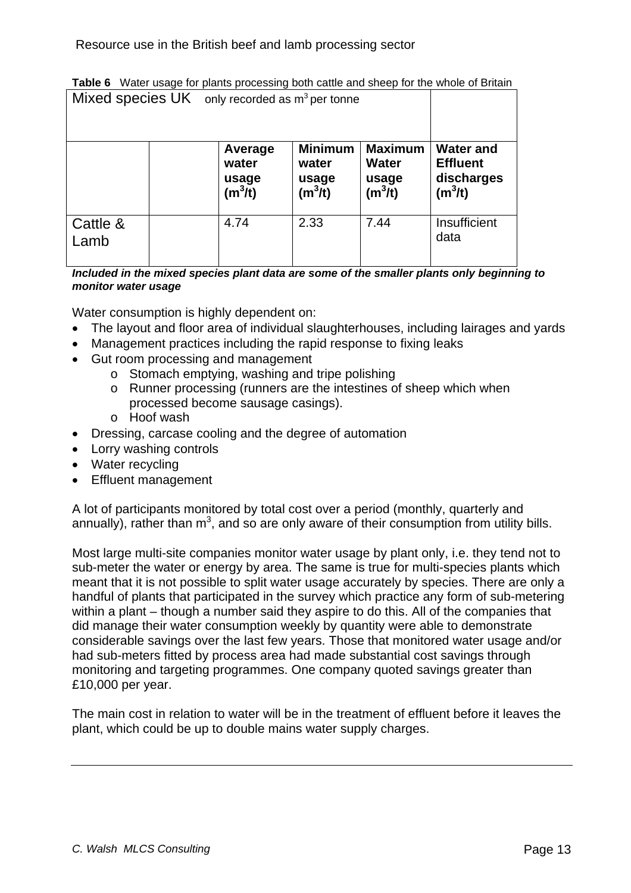**Table 6** Water usage for plants processing both cattle and sheep for the whole of Britain

| Mixed species UK only recorded as $m^3$ per tonne | | | | | |
|---|---|---|---|---|---|
| | | **Average water usage ($m^3$/t)** | **Minimum water usage ($m^3$/t)** | **Maximum Water usage ($m^3$/t)** | **Water and Effluent discharges ($m^3$/t)** |
| Cattle & Lamb | | 4.74 | 2.33 | 7.44 | Insufficient data |

***Included in the mixed species plant data are some of the smaller plants only beginning to monitor water usage***

Water consumption is highly dependent on:

- The layout and floor area of individual slaughterhouses, including lairages and yards
- Management practices including the rapid response to fixing leaks
- Gut room processing and management
    - Stomach emptying, washing and tripe polishing
    - Runner processing (runners are the intestines of sheep which when processed become sausage casings).
    - Hoof wash
- Dressing, carcase cooling and the degree of automation
- Lorry washing controls
- Water recycling
- Effluent management

A lot of participants monitored by total cost over a period (monthly, quarterly and annually), rather than $m^3$, and so are only aware of their consumption from utility bills.

Most large multi-site companies monitor water usage by plant only, i.e. they tend not to sub-meter the water or energy by area. The same is true for multi-species plants which meant that it is not possible to split water usage accurately by species. There are only a handful of plants that participated in the survey which practice any form of sub-metering within a plant – though a number said they aspire to do this. All of the companies that did manage their water consumption weekly by quantity were able to demonstrate considerable savings over the last few years. Those that monitored water usage and/or had sub-meters fitted by process area had made substantial cost savings through monitoring and targeting programmes. One company quoted savings greater than £10,000 per year.

The main cost in relation to water will be in the treatment of effluent before it leaves the plant, which could be up to double mains water supply charges.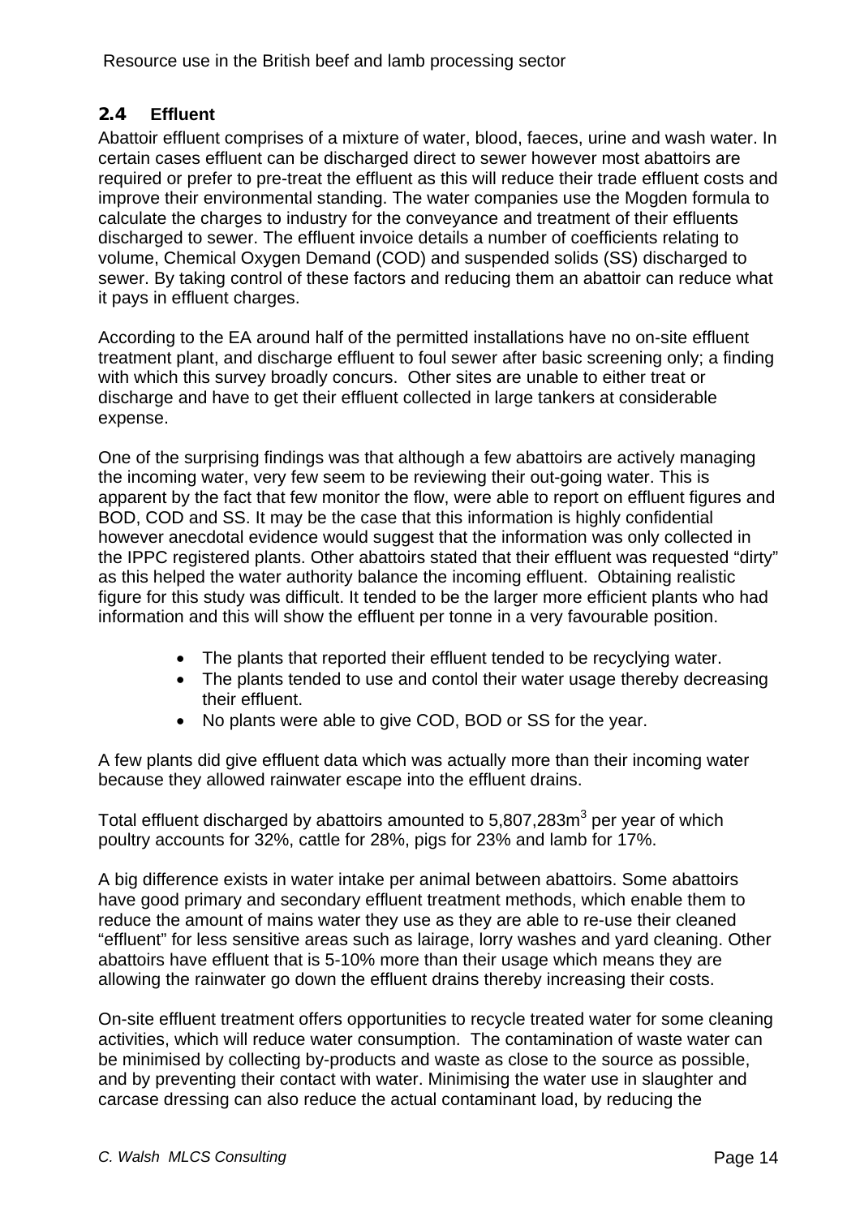## 2.4 Effluent

Abattoir effluent comprises of a mixture of water, blood, faeces, urine and wash water. In certain cases effluent can be discharged direct to sewer however most abattoirs are required or prefer to pre-treat the effluent as this will reduce their trade effluent costs and improve their environmental standing. The water companies use the Mogden formula to calculate the charges to industry for the conveyance and treatment of their effluents discharged to sewer. The effluent invoice details a number of coefficients relating to volume, Chemical Oxygen Demand (COD) and suspended solids (SS) discharged to sewer. By taking control of these factors and reducing them an abattoir can reduce what it pays in effluent charges.

According to the EA around half of the permitted installations have no on-site effluent treatment plant, and discharge effluent to foul sewer after basic screening only; a finding with which this survey broadly concurs. Other sites are unable to either treat or discharge and have to get their effluent collected in large tankers at considerable expense.

One of the surprising findings was that although a few abattoirs are actively managing the incoming water, very few seem to be reviewing their out-going water. This is apparent by the fact that few monitor the flow, were able to report on effluent figures and BOD, COD and SS. It may be the case that this information is highly confidential however anecdotal evidence would suggest that the information was only collected in the IPPC registered plants. Other abattoirs stated that their effluent was requested "dirty" as this helped the water authority balance the incoming effluent. Obtaining realistic figure for this study was difficult. It tended to be the larger more efficient plants who had information and this will show the effluent per tonne in a very favourable position.

- The plants that reported their effluent tended to be recyclying water.
- The plants tended to use and contol their water usage thereby decreasing their effluent.
- No plants were able to give COD, BOD or SS for the year.

A few plants did give effluent data which was actually more than their incoming water because they allowed rainwater escape into the effluent drains.

Total effluent discharged by abattoirs amounted to 5,807,283m$^3$ per year of which poultry accounts for 32%, cattle for 28%, pigs for 23% and lamb for 17%.

A big difference exists in water intake per animal between abattoirs. Some abattoirs have good primary and secondary effluent treatment methods, which enable them to reduce the amount of mains water they use as they are able to re-use their cleaned "effluent" for less sensitive areas such as lairage, lorry washes and yard cleaning. Other abattoirs have effluent that is 5-10% more than their usage which means they are allowing the rainwater go down the effluent drains thereby increasing their costs.

On-site effluent treatment offers opportunities to recycle treated water for some cleaning activities, which will reduce water consumption. The contamination of waste water can be minimised by collecting by-products and waste as close to the source as possible, and by preventing their contact with water. Minimising the water use in slaughter and carcase dressing can also reduce the actual contaminant load, by reducing the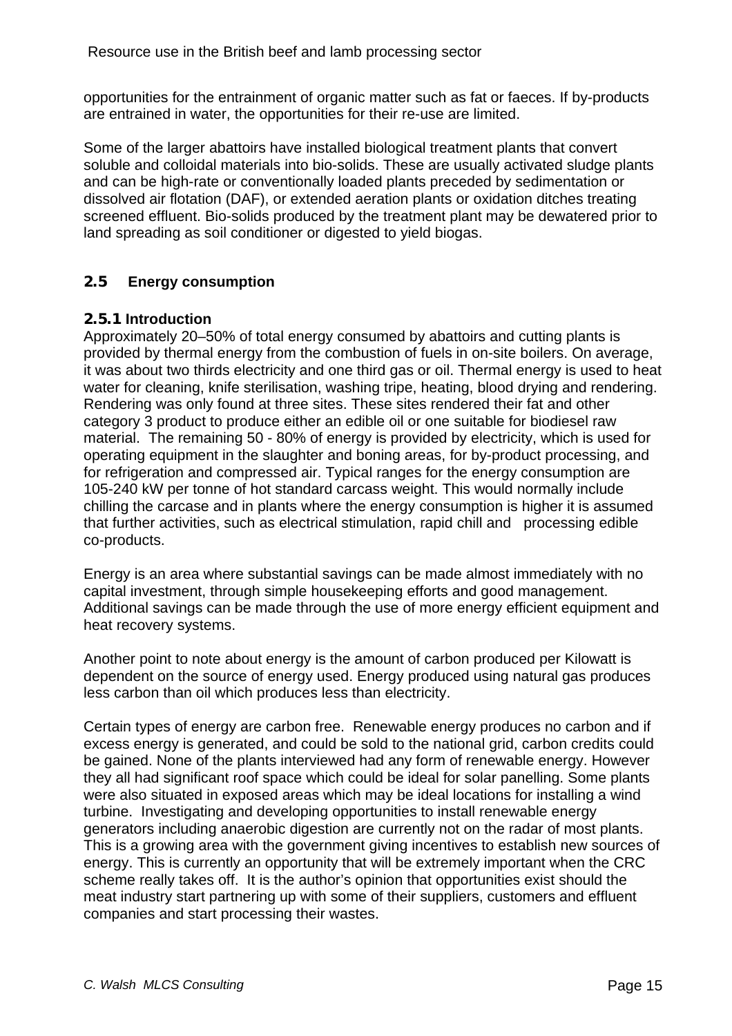opportunities for the entrainment of organic matter such as fat or faeces. If by-products are entrained in water, the opportunities for their re-use are limited.

Some of the larger abattoirs have installed biological treatment plants that convert soluble and colloidal materials into bio-solids. These are usually activated sludge plants and can be high-rate or conventionally loaded plants preceded by sedimentation or dissolved air flotation (DAF), or extended aeration plants or oxidation ditches treating screened effluent. Bio-solids produced by the treatment plant may be dewatered prior to land spreading as soil conditioner or digested to yield biogas.

## 2.5 Energy consumption

### 2.5.1 Introduction

Approximately 20–50% of total energy consumed by abattoirs and cutting plants is provided by thermal energy from the combustion of fuels in on-site boilers. On average, it was about two thirds electricity and one third gas or oil. Thermal energy is used to heat water for cleaning, knife sterilisation, washing tripe, heating, blood drying and rendering. Rendering was only found at three sites. These sites rendered their fat and other category 3 product to produce either an edible oil or one suitable for biodiesel raw material. The remaining 50 - 80% of energy is provided by electricity, which is used for operating equipment in the slaughter and boning areas, for by-product processing, and for refrigeration and compressed air. Typical ranges for the energy consumption are 105-240 kW per tonne of hot standard carcass weight. This would normally include chilling the carcase and in plants where the energy consumption is higher it is assumed that further activities, such as electrical stimulation, rapid chill and processing edible co-products.

Energy is an area where substantial savings can be made almost immediately with no capital investment, through simple housekeeping efforts and good management. Additional savings can be made through the use of more energy efficient equipment and heat recovery systems.

Another point to note about energy is the amount of carbon produced per Kilowatt is dependent on the source of energy used. Energy produced using natural gas produces less carbon than oil which produces less than electricity.

Certain types of energy are carbon free. Renewable energy produces no carbon and if excess energy is generated, and could be sold to the national grid, carbon credits could be gained. None of the plants interviewed had any form of renewable energy. However they all had significant roof space which could be ideal for solar panelling. Some plants were also situated in exposed areas which may be ideal locations for installing a wind turbine. Investigating and developing opportunities to install renewable energy generators including anaerobic digestion are currently not on the radar of most plants. This is a growing area with the government giving incentives to establish new sources of energy. This is currently an opportunity that will be extremely important when the CRC scheme really takes off. It is the author's opinion that opportunities exist should the meat industry start partnering up with some of their suppliers, customers and effluent companies and start processing their wastes.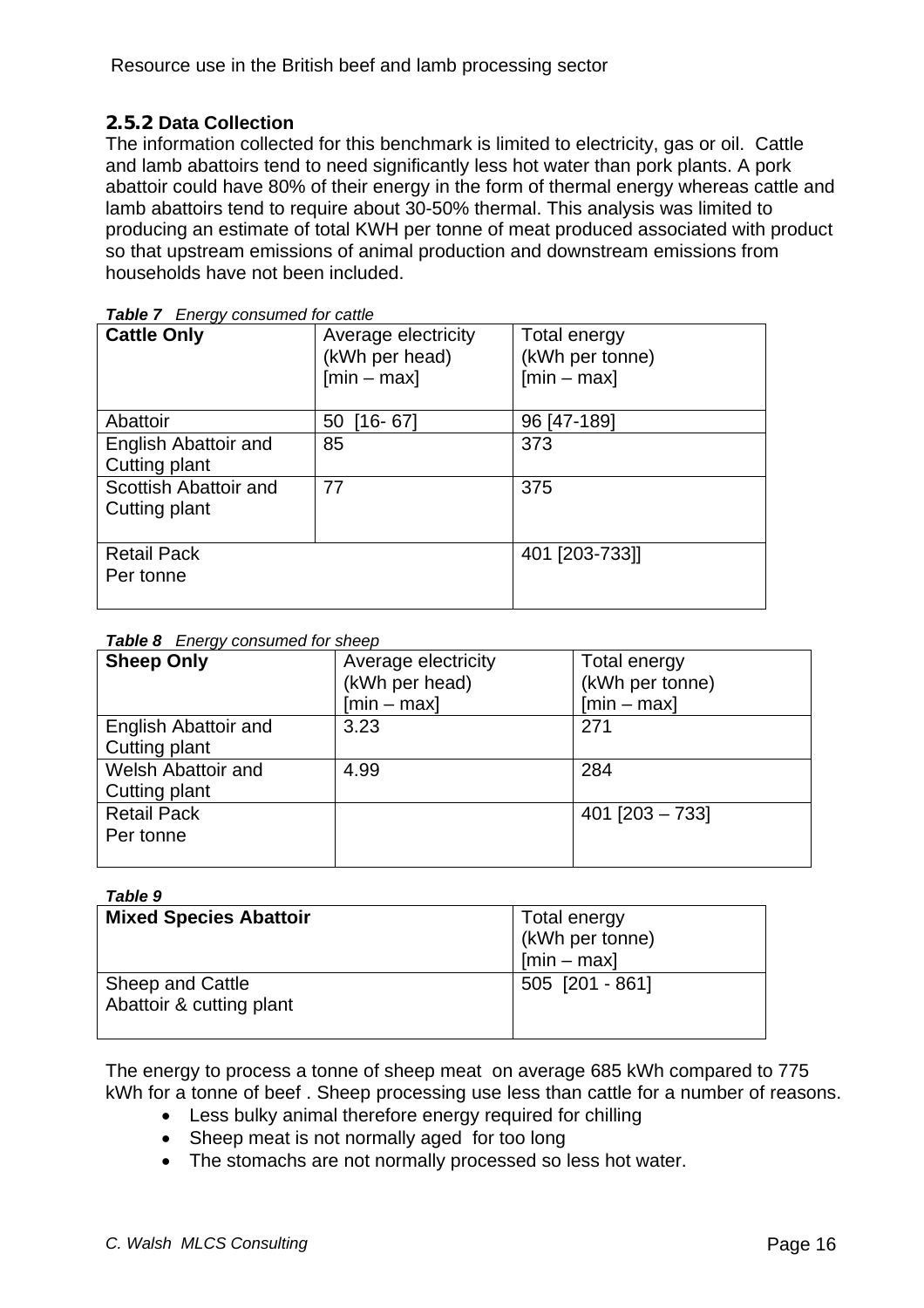### 2.5.2 Data Collection

The information collected for this benchmark is limited to electricity, gas or oil. Cattle and lamb abattoirs tend to need significantly less hot water than pork plants. A pork abattoir could have 80% of their energy in the form of thermal energy whereas cattle and lamb abattoirs tend to require about 30-50% thermal. This analysis was limited to producing an estimate of total KWH per tonne of meat produced associated with product so that upstream emissions of animal production and downstream emissions from households have not been included.

***Table 7*** *Energy consumed for cattle*

| **Cattle Only** | Average electricity (kWh per head) [min – max] | Total energy (kWh per tonne) [min – max] |
|---|---|---|
| Abattoir | 50 [16- 67] | 96 [47-189] |
| English Abattoir and Cutting plant | 85 | 373 |
| Scottish Abattoir and Cutting plant | 77 | 375 |
| Retail Pack Per tonne | | 401 [203-733]] |

***Table 8*** *Energy consumed for sheep*

| **Sheep Only** | Average electricity (kWh per head) [min – max] | Total energy (kWh per tonne) [min – max] |
|---|---|---|
| English Abattoir and Cutting plant | 3.23 | 271 |
| Welsh Abattoir and Cutting plant | 4.99 | 284 |
| Retail Pack Per tonne | | 401 [203 – 733] |

***Table 9***

| **Mixed Species Abattoir** | Total energy (kWh per tonne) [min – max] |
|---|---|
| Sheep and Cattle Abattoir & cutting plant | 505 [201 - 861] |

The energy to process a tonne of sheep meat on average 685 kWh compared to 775 kWh for a tonne of beef . Sheep processing use less than cattle for a number of reasons.

- Less bulky animal therefore energy required for chilling
- Sheep meat is not normally aged for too long
- The stomachs are not normally processed so less hot water.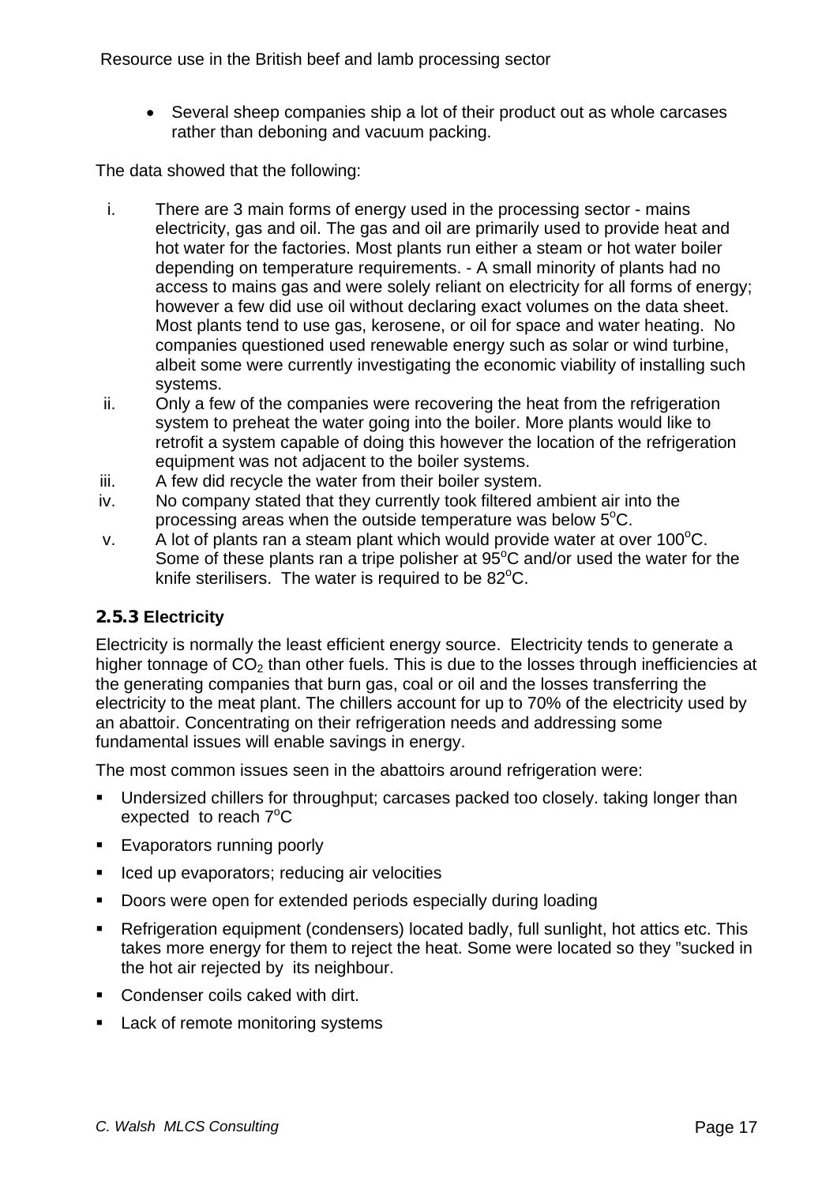- Several sheep companies ship a lot of their product out as whole carcases rather than deboning and vacuum packing.

The data showed that the following:

i. There are 3 main forms of energy used in the processing sector - mains electricity, gas and oil. The gas and oil are primarily used to provide heat and hot water for the factories. Most plants run either a steam or hot water boiler depending on temperature requirements. - A small minority of plants had no access to mains gas and were solely reliant on electricity for all forms of energy; however a few did use oil without declaring exact volumes on the data sheet. Most plants tend to use gas, kerosene, or oil for space and water heating. No companies questioned used renewable energy such as solar or wind turbine, albeit some were currently investigating the economic viability of installing such systems.
ii. Only a few of the companies were recovering the heat from the refrigeration system to preheat the water going into the boiler. More plants would like to retrofit a system capable of doing this however the location of the refrigeration equipment was not adjacent to the boiler systems.
iii. A few did recycle the water from their boiler system.
iv. No company stated that they currently took filtered ambient air into the processing areas when the outside temperature was below 5$^{o}$C.
v. A lot of plants ran a steam plant which would provide water at over 100$^{o}$C. Some of these plants ran a tripe polisher at 95$^{o}$C and/or used the water for the knife sterilisers. The water is required to be 82$^{o}$C.

### 2.5.3 Electricity

Electricity is normally the least efficient energy source. Electricity tends to generate a higher tonnage of $CO_2$ than other fuels. This is due to the losses through inefficiencies at the generating companies that burn gas, coal or oil and the losses transferring the electricity to the meat plant. The chillers account for up to 70% of the electricity used by an abattoir. Concentrating on their refrigeration needs and addressing some fundamental issues will enable savings in energy.

The most common issues seen in the abattoirs around refrigeration were:

- Undersized chillers for throughput; carcases packed too closely. taking longer than expected to reach 7$^{o}$C
- Evaporators running poorly
- Iced up evaporators; reducing air velocities
- Doors were open for extended periods especially during loading
- Refrigeration equipment (condensers) located badly, full sunlight, hot attics etc. This takes more energy for them to reject the heat. Some were located so they "sucked in the hot air rejected by its neighbour.
- Condenser coils caked with dirt.
- Lack of remote monitoring systems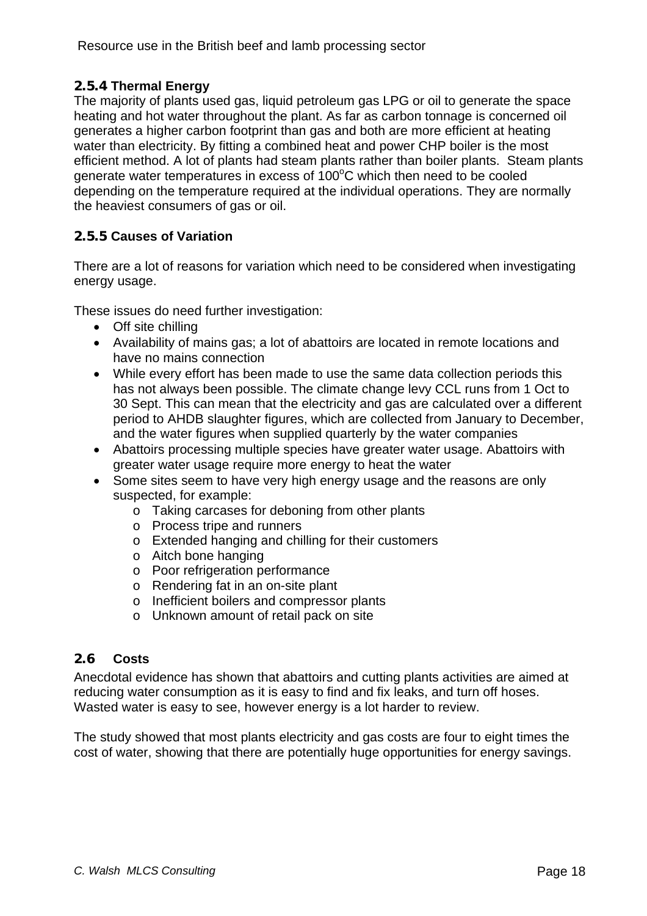### 2.5.4 Thermal Energy

The majority of plants used gas, liquid petroleum gas LPG or oil to generate the space heating and hot water throughout the plant. As far as carbon tonnage is concerned oil generates a higher carbon footprint than gas and both are more efficient at heating water than electricity. By fitting a combined heat and power CHP boiler is the most efficient method. A lot of plants had steam plants rather than boiler plants. Steam plants generate water temperatures in excess of 100$^{o}$C which then need to be cooled depending on the temperature required at the individual operations. They are normally the heaviest consumers of gas or oil.

### 2.5.5 Causes of Variation

There are a lot of reasons for variation which need to be considered when investigating energy usage.

These issues do need further investigation:

- Off site chilling
- Availability of mains gas; a lot of abattoirs are located in remote locations and have no mains connection
- While every effort has been made to use the same data collection periods this has not always been possible. The climate change levy CCL runs from 1 Oct to 30 Sept. This can mean that the electricity and gas are calculated over a different period to AHDB slaughter figures, which are collected from January to December, and the water figures when supplied quarterly by the water companies
- Abattoirs processing multiple species have greater water usage. Abattoirs with greater water usage require more energy to heat the water
- Some sites seem to have very high energy usage and the reasons are only suspected, for example:
    - Taking carcases for deboning from other plants
    - Process tripe and runners
    - Extended hanging and chilling for their customers
    - Aitch bone hanging
    - Poor refrigeration performance
    - Rendering fat in an on-site plant
    - Inefficient boilers and compressor plants
    - Unknown amount of retail pack on site

## 2.6 Costs

Anecdotal evidence has shown that abattoirs and cutting plants activities are aimed at reducing water consumption as it is easy to find and fix leaks, and turn off hoses. Wasted water is easy to see, however energy is a lot harder to review.

The study showed that most plants electricity and gas costs are four to eight times the cost of water, showing that there are potentially huge opportunities for energy savings.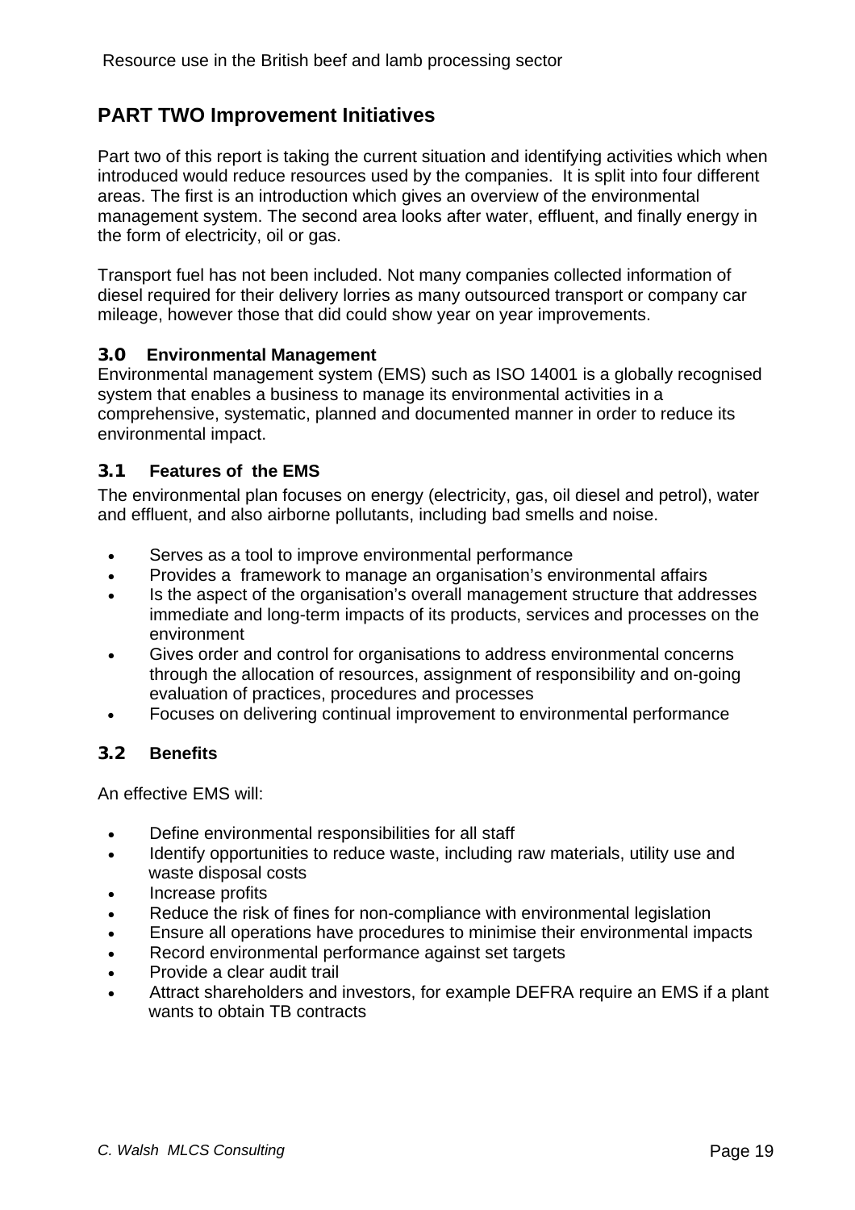## PART TWO Improvement Initiatives

Part two of this report is taking the current situation and identifying activities which when introduced would reduce resources used by the companies. It is split into four different areas. The first is an introduction which gives an overview of the environmental management system. The second area looks after water, effluent, and finally energy in the form of electricity, oil or gas.

Transport fuel has not been included. Not many companies collected information of diesel required for their delivery lorries as many outsourced transport or company car mileage, however those that did could show year on year improvements.

### 3.0 Environmental Management

Environmental management system (EMS) such as ISO 14001 is a globally recognised system that enables a business to manage its environmental activities in a comprehensive, systematic, planned and documented manner in order to reduce its environmental impact.

### 3.1 Features of the EMS

The environmental plan focuses on energy (electricity, gas, oil diesel and petrol), water and effluent, and also airborne pollutants, including bad smells and noise.

- Serves as a tool to improve environmental performance
- Provides a framework to manage an organisation's environmental affairs
- Is the aspect of the organisation's overall management structure that addresses immediate and long-term impacts of its products, services and processes on the environment
- Gives order and control for organisations to address environmental concerns through the allocation of resources, assignment of responsibility and on-going evaluation of practices, procedures and processes
- Focuses on delivering continual improvement to environmental performance

### 3.2 Benefits

An effective EMS will:

- Define environmental responsibilities for all staff
- Identify opportunities to reduce waste, including raw materials, utility use and waste disposal costs
- Increase profits
- Reduce the risk of fines for non-compliance with environmental legislation
- Ensure all operations have procedures to minimise their environmental impacts
- Record environmental performance against set targets
- Provide a clear audit trail
- Attract shareholders and investors, for example DEFRA require an EMS if a plant wants to obtain TB contracts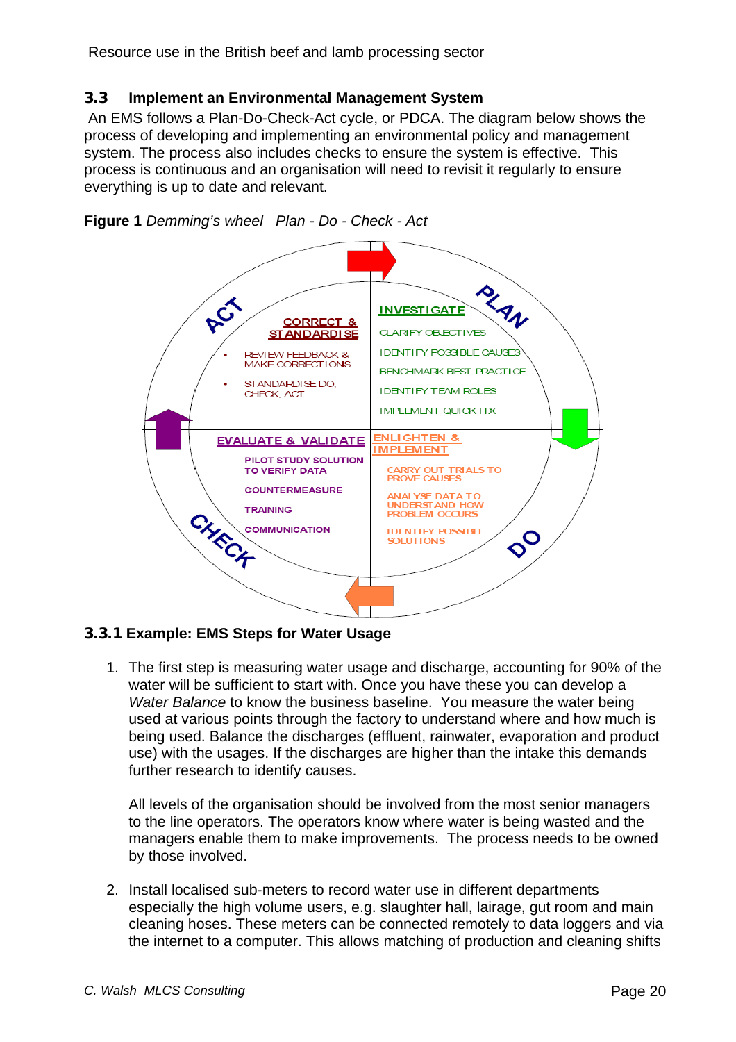## 3.3 Implement an Environmental Management System

An EMS follows a Plan-Do-Check-Act cycle, or PDCA. The diagram below shows the process of developing and implementing an environmental policy and management system. The process also includes checks to ensure the system is effective. This process is continuous and an organisation will need to revisit it regularly to ensure everything is up to date and relevant.

**Figure 1** *Demming's wheel Plan - Do - Check - Act*

PLAN

INVESTIGATE

- CLARIFY OBJECTIVES
- IDENTIFY POSSIBLE CAUSES
- BENCHMARK BEST PRACTICE
- IDENTIFY TEAM ROLES
- IMPLEMENT QUICK FIX

DO

ENLIGHTEN & IMPLEMENT

- CARRY OUT TRIALS TO PROVE CAUSES
- ANALYSE DATA TO UNDERSTAND HOW PROBLEM OCCURS
- IDENTIFY POSSIBLE SOLUTIONS

CHECK

EVALUATE & VALIDATE

- PILOT STUDY SOLUTION TO VERIFY DATA
- COUNTERMEASURE
- TRAINING
- COMMUNICATION

ACT

CORRECT & STANDARDISE

- REVIEW FEEDBACK & MAKE CORRECTIONS
- STANDARDISE DO, CHECK, ACT

### 3.3.1 Example: EMS Steps for Water Usage

1. The first step is measuring water usage and discharge, accounting for 90% of the water will be sufficient to start with. Once you have these you can develop a *Water Balance* to know the business baseline. You measure the water being used at various points through the factory to understand where and how much is being used. Balance the discharges (effluent, rainwater, evaporation and product use) with the usages. If the discharges are higher than the intake this demands further research to identify causes.

   All levels of the organisation should be involved from the most senior managers to the line operators. The operators know where water is being wasted and the managers enable them to make improvements. The process needs to be owned by those involved.

2. Install localised sub-meters to record water use in different departments especially the high volume users, e.g. slaughter hall, lairage, gut room and main cleaning hoses. These meters can be connected remotely to data loggers and via the internet to a computer. This allows matching of production and cleaning shifts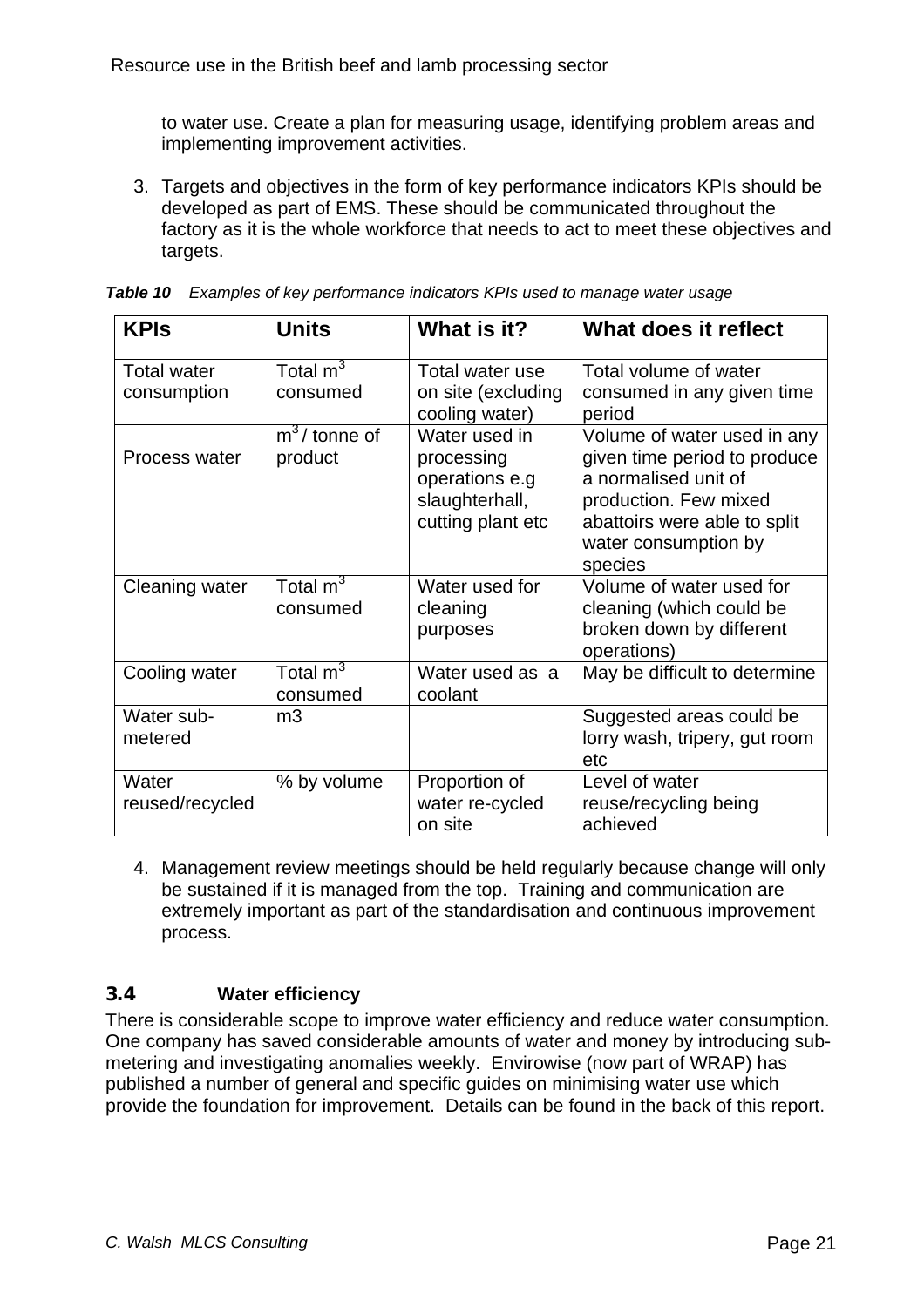to water use. Create a plan for measuring usage, identifying problem areas and implementing improvement activities.

3. Targets and objectives in the form of key performance indicators KPIs should be developed as part of EMS. These should be communicated throughout the factory as it is the whole workforce that needs to act to meet these objectives and targets.

***Table 10*** *Examples of key performance indicators KPIs used to manage water usage*

| KPIs | Units | What is it? | What does it reflect |
|---|---|---|---|
| Total water consumption | Total $m^3$ consumed | Total water use on site (excluding cooling water) | Total volume of water consumed in any given time period |
| Process water | $m^3$ / tonne of product | Water used in processing operations e.g slaughterhall, cutting plant etc | Volume of water used in any given time period to produce a normalised unit of production. Few mixed abattoirs were able to split water consumption by species |
| Cleaning water | Total $m^3$ consumed | Water used for cleaning purposes | Volume of water used for cleaning (which could be broken down by different operations) |
| Cooling water | Total $m^3$ consumed | Water used as a coolant | May be difficult to determine |
| Water sub-metered | m3 | | Suggested areas could be lorry wash, tripery, gut room etc |
| Water reused/recycled | % by volume | Proportion of water re-cycled on site | Level of water reuse/recycling being achieved |

4. Management review meetings should be held regularly because change will only be sustained if it is managed from the top. Training and communication are extremely important as part of the standardisation and continuous improvement process.

## 3.4 Water efficiency

There is considerable scope to improve water efficiency and reduce water consumption. One company has saved considerable amounts of water and money by introducing sub-metering and investigating anomalies weekly. Envirowise (now part of WRAP) has published a number of general and specific guides on minimising water use which provide the foundation for improvement. Details can be found in the back of this report.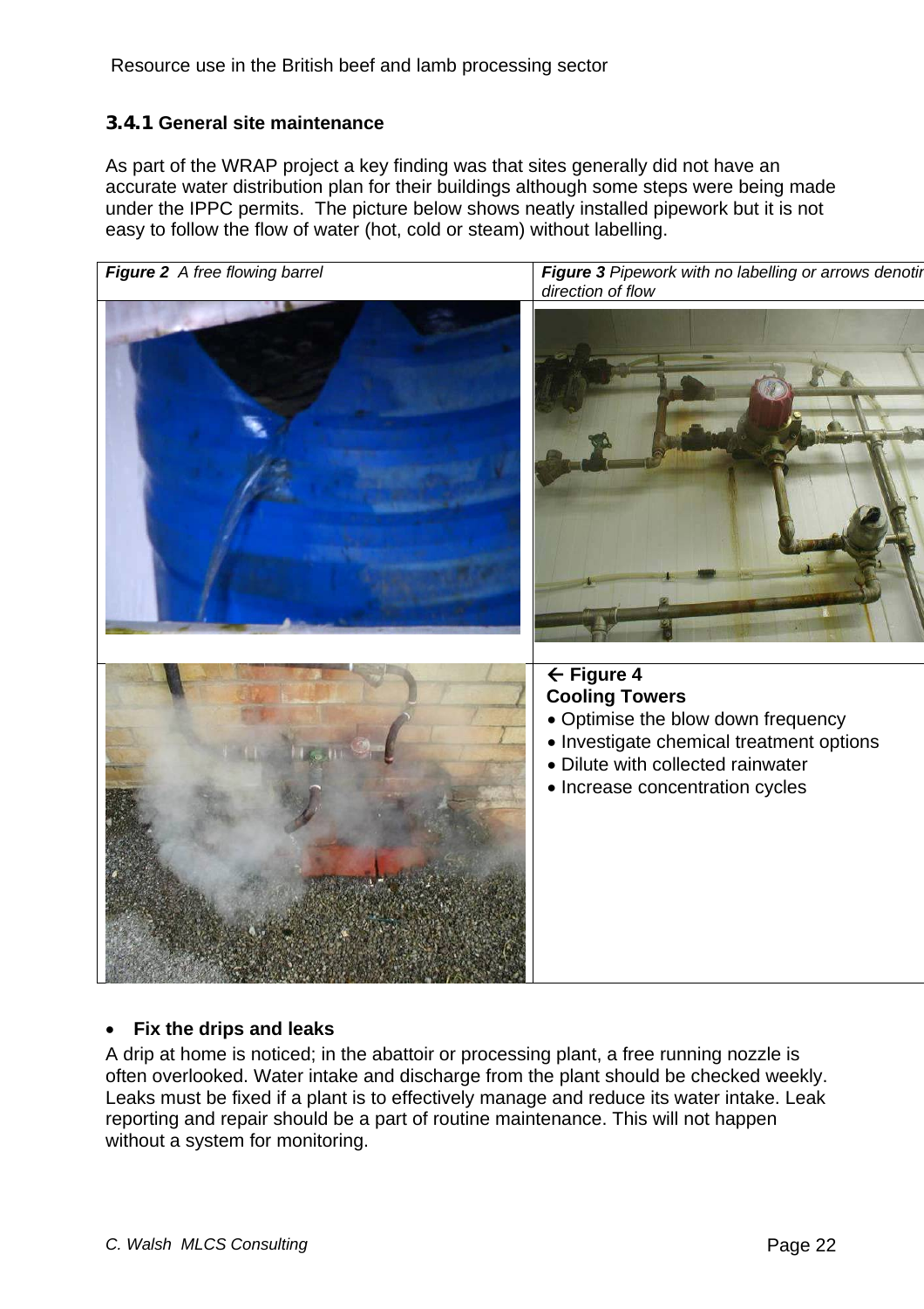### 3.4.1 General site maintenance

As part of the WRAP project a key finding was that sites generally did not have an accurate water distribution plan for their buildings although some steps were being made under the IPPC permits. The picture below shows neatly installed pipework but it is not easy to follow the flow of water (hot, cold or steam) without labelling.

*Figure 2 A free flowing barrel*

*Figure 3 Pipework with no labelling or arrows denoting direction of flow*

← **Figure 4**
**Cooling Towers**

- Optimise the blow down frequency
- Investigate chemical treatment options
- Dilute with collected rainwater
- Increase concentration cycles

- **Fix the drips and leaks**

A drip at home is noticed; in the abattoir or processing plant, a free running nozzle is often overlooked. Water intake and discharge from the plant should be checked weekly. Leaks must be fixed if a plant is to effectively manage and reduce its water intake. Leak reporting and repair should be a part of routine maintenance. This will not happen without a system for monitoring.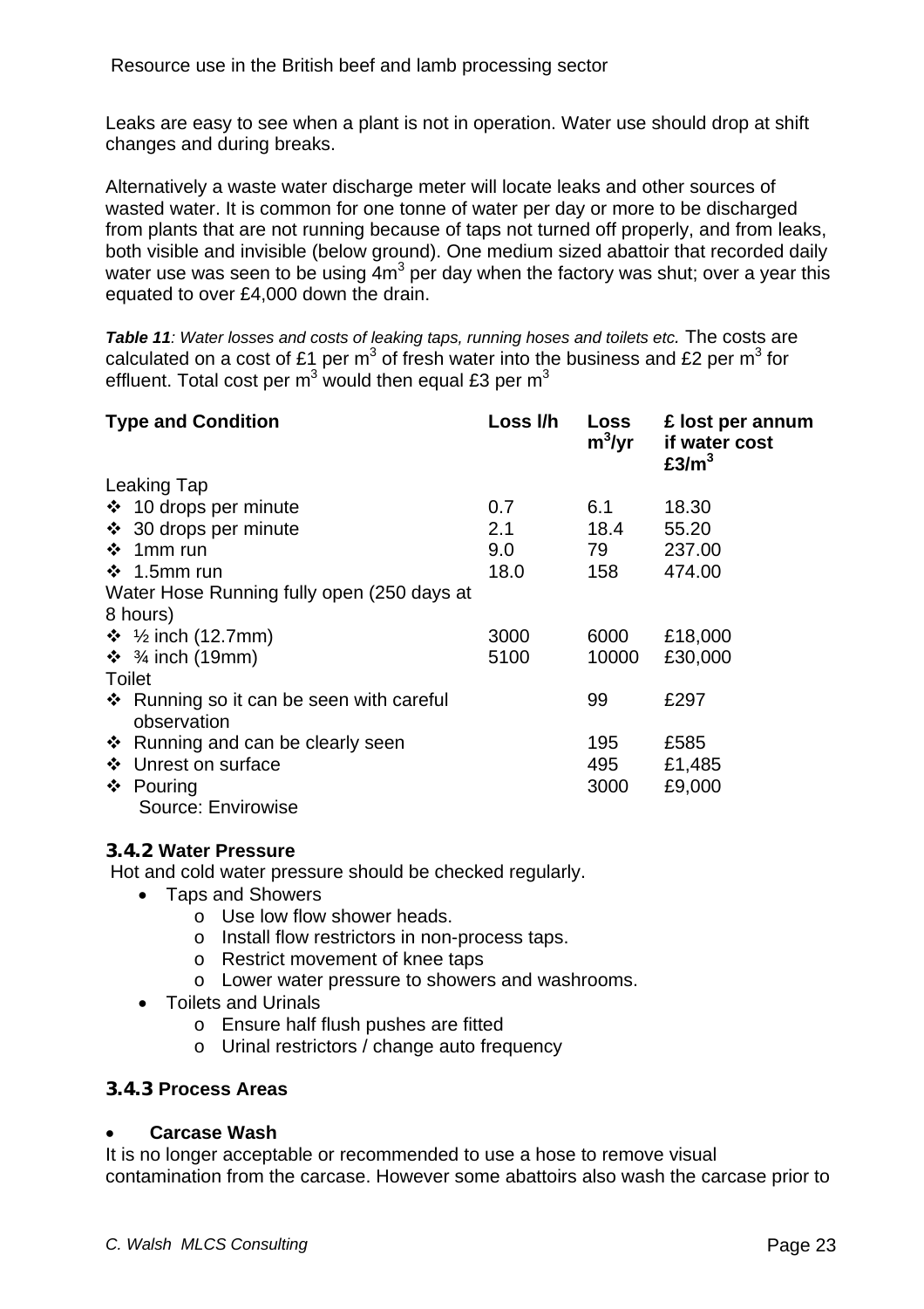Leaks are easy to see when a plant is not in operation. Water use should drop at shift changes and during breaks.

Alternatively a waste water discharge meter will locate leaks and other sources of wasted water. It is common for one tonne of water per day or more to be discharged from plants that are not running because of taps not turned off properly, and from leaks, both visible and invisible (below ground). One medium sized abattoir that recorded daily water use was seen to be using 4m$^3$ per day when the factory was shut; over a year this equated to over £4,000 down the drain.

***Table 11****: Water losses and costs of leaking taps, running hoses and toilets etc.* The costs are calculated on a cost of £1 per m$^3$ of fresh water into the business and £2 per m$^3$ for effluent. Total cost per m$^3$ would then equal £3 per m$^3$

| Type and Condition | Loss l/h | Loss m$^3$/yr | £ lost per annum if water cost £3/m$^3$ |
|---|---|---|---|
| Leaking Tap | | | |
| ❖ 10 drops per minute | 0.7 | 6.1 | 18.30 |
| ❖ 30 drops per minute | 2.1 | 18.4 | 55.20 |
| ❖ 1mm run | 9.0 | 79 | 237.00 |
| ❖ 1.5mm run | 18.0 | 158 | 474.00 |
| Water Hose Running fully open (250 days at 8 hours) | | | |
| ❖ ½ inch (12.7mm) | 3000 | 6000 | £18,000 |
| ❖ ¾ inch (19mm) | 5100 | 10000 | £30,000 |
| Toilet | | | |
| ❖ Running so it can be seen with careful observation | | 99 | £297 |
| ❖ Running and can be clearly seen | | 195 | £585 |
| ❖ Unrest on surface | | 495 | £1,485 |
| ❖ Pouring | | 3000 | £9,000 |

Source: Envirowise

### 3.4.2 Water Pressure

Hot and cold water pressure should be checked regularly.

- Taps and Showers
  - Use low flow shower heads.
  - Install flow restrictors in non-process taps.
  - Restrict movement of knee taps
  - Lower water pressure to showers and washrooms.
- Toilets and Urinals
  - Ensure half flush pushes are fitted
  - Urinal restrictors / change auto frequency

### 3.4.3 Process Areas

- **Carcase Wash**

It is no longer acceptable or recommended to use a hose to remove visual contamination from the carcase. However some abattoirs also wash the carcase prior to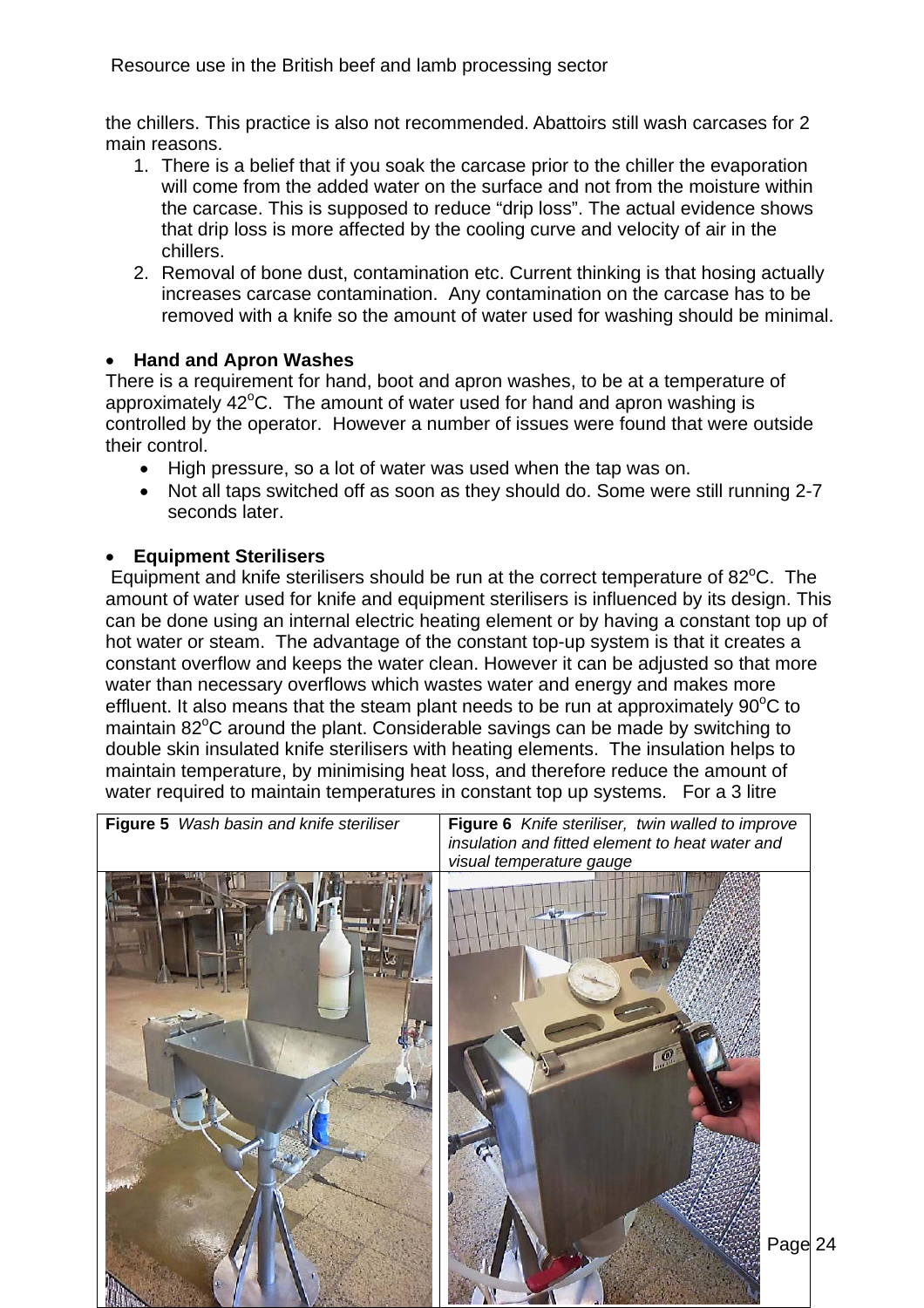the chillers. This practice is also not recommended. Abattoirs still wash carcases for 2 main reasons.

1. There is a belief that if you soak the carcase prior to the chiller the evaporation will come from the added water on the surface and not from the moisture within the carcase. This is supposed to reduce "drip loss". The actual evidence shows that drip loss is more affected by the cooling curve and velocity of air in the chillers.
2. Removal of bone dust, contamination etc. Current thinking is that hosing actually increases carcase contamination. Any contamination on the carcase has to be removed with a knife so the amount of water used for washing should be minimal.

- **Hand and Apron Washes**

There is a requirement for hand, boot and apron washes, to be at a temperature of approximately 42°C. The amount of water used for hand and apron washing is controlled by the operator. However a number of issues were found that were outside their control.

- High pressure, so a lot of water was used when the tap was on.
- Not all taps switched off as soon as they should do. Some were still running 2-7 seconds later.

- **Equipment Sterilisers**

Equipment and knife sterilisers should be run at the correct temperature of 82°C. The amount of water used for knife and equipment sterilisers is influenced by its design. This can be done using an internal electric heating element or by having a constant top up of hot water or steam. The advantage of the constant top-up system is that it creates a constant overflow and keeps the water clean. However it can be adjusted so that more water than necessary overflows which wastes water and energy and makes more effluent. It also means that the steam plant needs to be run at approximately 90°C to maintain 82°C around the plant. Considerable savings can be made by switching to double skin insulated knife sterilisers with heating elements. The insulation helps to maintain temperature, by minimising heat loss, and therefore reduce the amount of water required to maintain temperatures in constant top up systems. For a 3 litre

**Figure 5** *Wash basin and knife steriliser*

**Figure 6** *Knife steriliser, twin walled to improve insulation and fitted element to heat water and visual temperature gauge*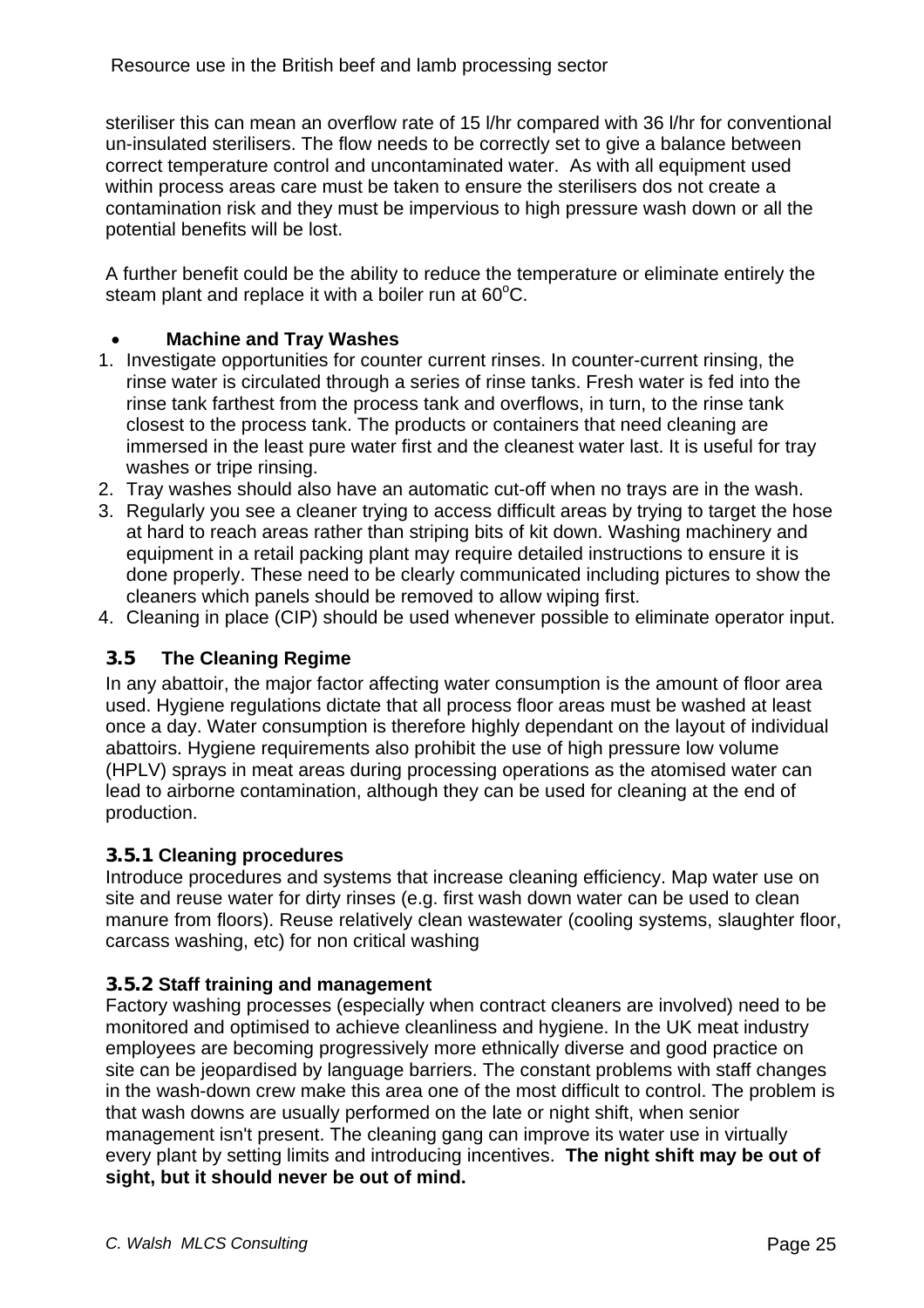steriliser this can mean an overflow rate of 15 l/hr compared with 36 l/hr for conventional un-insulated sterilisers. The flow needs to be correctly set to give a balance between correct temperature control and uncontaminated water. As with all equipment used within process areas care must be taken to ensure the sterilisers dos not create a contamination risk and they must be impervious to high pressure wash down or all the potential benefits will be lost.

A further benefit could be the ability to reduce the temperature or eliminate entirely the steam plant and replace it with a boiler run at 60$^{o}$C.

- **Machine and Tray Washes**

1. Investigate opportunities for counter current rinses. In counter-current rinsing, the rinse water is circulated through a series of rinse tanks. Fresh water is fed into the rinse tank farthest from the process tank and overflows, in turn, to the rinse tank closest to the process tank. The products or containers that need cleaning are immersed in the least pure water first and the cleanest water last. It is useful for tray washes or tripe rinsing.
2. Tray washes should also have an automatic cut-off when no trays are in the wash.
3. Regularly you see a cleaner trying to access difficult areas by trying to target the hose at hard to reach areas rather than striping bits of kit down. Washing machinery and equipment in a retail packing plant may require detailed instructions to ensure it is done properly. These need to be clearly communicated including pictures to show the cleaners which panels should be removed to allow wiping first.
4. Cleaning in place (CIP) should be used whenever possible to eliminate operator input.

## 3.5 The Cleaning Regime

In any abattoir, the major factor affecting water consumption is the amount of floor area used. Hygiene regulations dictate that all process floor areas must be washed at least once a day. Water consumption is therefore highly dependant on the layout of individual abattoirs. Hygiene requirements also prohibit the use of high pressure low volume (HPLV) sprays in meat areas during processing operations as the atomised water can lead to airborne contamination, although they can be used for cleaning at the end of production.

### 3.5.1 Cleaning procedures

Introduce procedures and systems that increase cleaning efficiency. Map water use on site and reuse water for dirty rinses (e.g. first wash down water can be used to clean manure from floors). Reuse relatively clean wastewater (cooling systems, slaughter floor, carcass washing, etc) for non critical washing

### 3.5.2 Staff training and management

Factory washing processes (especially when contract cleaners are involved) need to be monitored and optimised to achieve cleanliness and hygiene. In the UK meat industry employees are becoming progressively more ethnically diverse and good practice on site can be jeopardised by language barriers. The constant problems with staff changes in the wash-down crew make this area one of the most difficult to control. The problem is that wash downs are usually performed on the late or night shift, when senior management isn't present. The cleaning gang can improve its water use in virtually every plant by setting limits and introducing incentives. **The night shift may be out of sight, but it should never be out of mind.**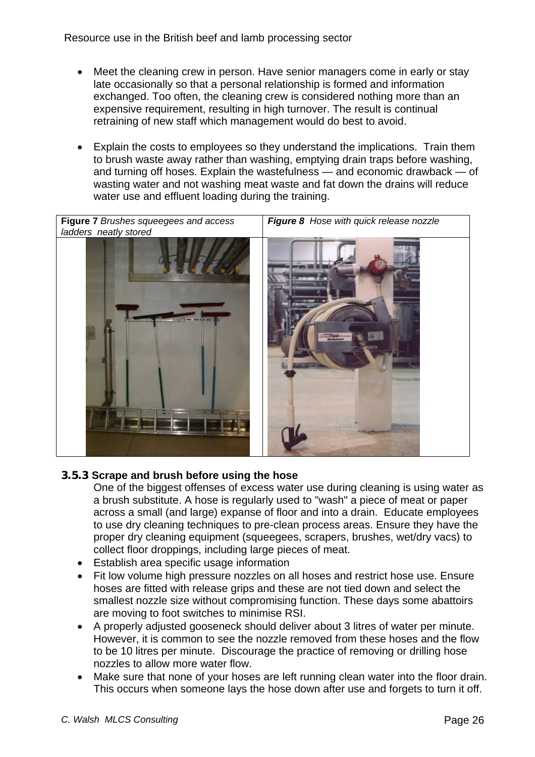- Meet the cleaning crew in person. Have senior managers come in early or stay late occasionally so that a personal relationship is formed and information exchanged. Too often, the cleaning crew is considered nothing more than an expensive requirement, resulting in high turnover. The result is continual retraining of new staff which management would do best to avoid.

- Explain the costs to employees so they understand the implications. Train them to brush waste away rather than washing, emptying drain traps before washing, and turning off hoses. Explain the wastefulness — and economic drawback — of wasting water and not washing meat waste and fat down the drains will reduce water use and effluent loading during the training.

| **Figure 7** *Brushes squeegees and access ladders neatly stored* | ***Figure 8*** *Hose with quick release nozzle* |
|---|---|

### 3.5.3 Scrape and brush before using the hose

One of the biggest offenses of excess water use during cleaning is using water as a brush substitute. A hose is regularly used to "wash" a piece of meat or paper across a small (and large) expanse of floor and into a drain. Educate employees to use dry cleaning techniques to pre-clean process areas. Ensure they have the proper dry cleaning equipment (squeegees, scrapers, brushes, wet/dry vacs) to collect floor droppings, including large pieces of meat.

- Establish area specific usage information
- Fit low volume high pressure nozzles on all hoses and restrict hose use. Ensure hoses are fitted with release grips and these are not tied down and select the smallest nozzle size without compromising function. These days some abattoirs are moving to foot switches to minimise RSI.
- A properly adjusted gooseneck should deliver about 3 litres of water per minute. However, it is common to see the nozzle removed from these hoses and the flow to be 10 litres per minute. Discourage the practice of removing or drilling hose nozzles to allow more water flow.
- Make sure that none of your hoses are left running clean water into the floor drain. This occurs when someone lays the hose down after use and forgets to turn it off.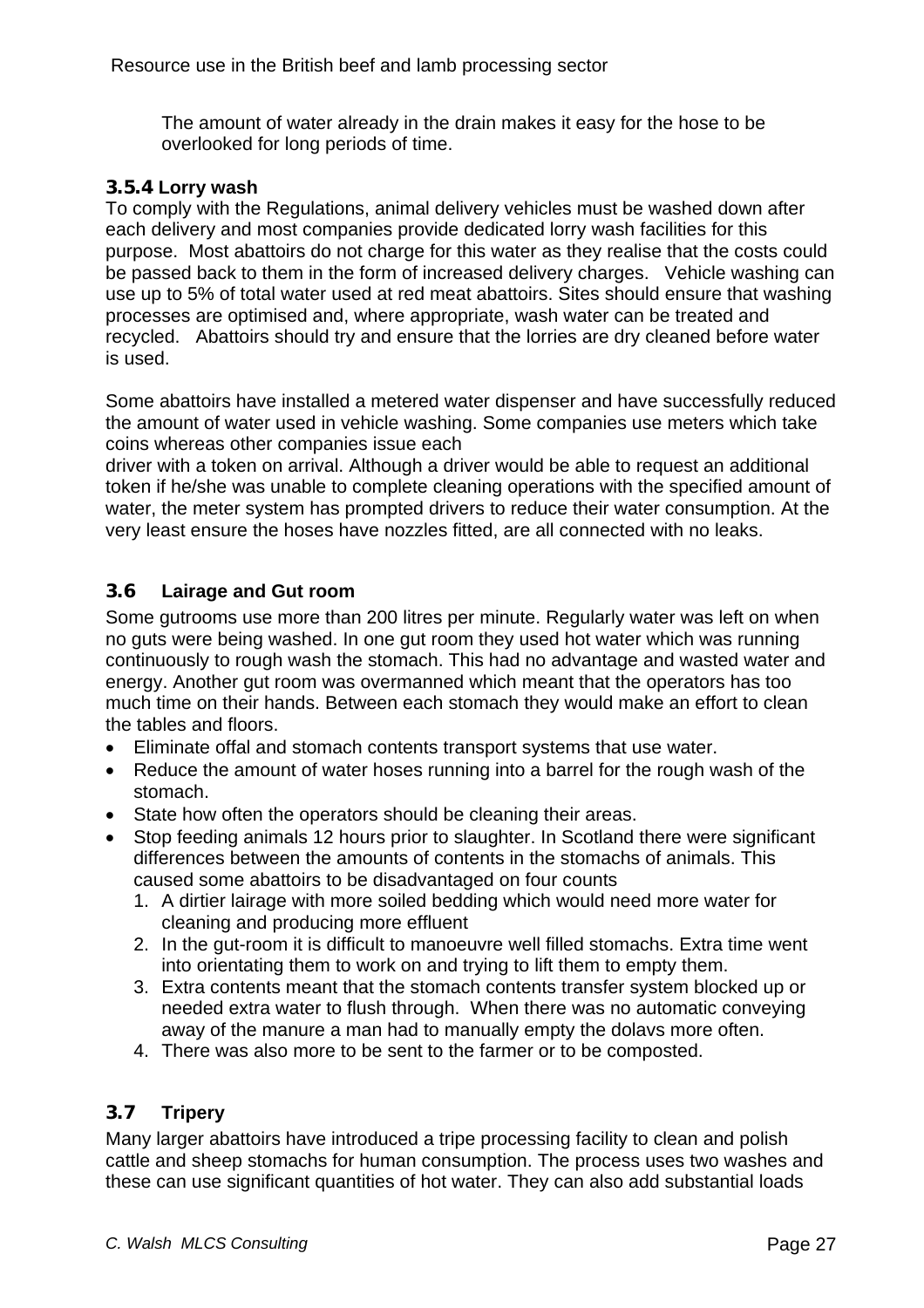The amount of water already in the drain makes it easy for the hose to be overlooked for long periods of time.

### 3.5.4 Lorry wash

To comply with the Regulations, animal delivery vehicles must be washed down after each delivery and most companies provide dedicated lorry wash facilities for this purpose. Most abattoirs do not charge for this water as they realise that the costs could be passed back to them in the form of increased delivery charges. Vehicle washing can use up to 5% of total water used at red meat abattoirs. Sites should ensure that washing processes are optimised and, where appropriate, wash water can be treated and recycled. Abattoirs should try and ensure that the lorries are dry cleaned before water is used.

Some abattoirs have installed a metered water dispenser and have successfully reduced the amount of water used in vehicle washing. Some companies use meters which take coins whereas other companies issue each driver with a token on arrival. Although a driver would be able to request an additional token if he/she was unable to complete cleaning operations with the specified amount of water, the meter system has prompted drivers to reduce their water consumption. At the very least ensure the hoses have nozzles fitted, are all connected with no leaks.

## 3.6 Lairage and Gut room

Some gutrooms use more than 200 litres per minute. Regularly water was left on when no guts were being washed. In one gut room they used hot water which was running continuously to rough wash the stomach. This had no advantage and wasted water and energy. Another gut room was overmanned which meant that the operators has too much time on their hands. Between each stomach they would make an effort to clean the tables and floors.

- Eliminate offal and stomach contents transport systems that use water.
- Reduce the amount of water hoses running into a barrel for the rough wash of the stomach.
- State how often the operators should be cleaning their areas.
- Stop feeding animals 12 hours prior to slaughter. In Scotland there were significant differences between the amounts of contents in the stomachs of animals. This caused some abattoirs to be disadvantaged on four counts
  1. A dirtier lairage with more soiled bedding which would need more water for cleaning and producing more effluent
  2. In the gut-room it is difficult to manoeuvre well filled stomachs. Extra time went into orientating them to work on and trying to lift them to empty them.
  3. Extra contents meant that the stomach contents transfer system blocked up or needed extra water to flush through. When there was no automatic conveying away of the manure a man had to manually empty the dolavs more often.
  4. There was also more to be sent to the farmer or to be composted.

## 3.7 Tripery

Many larger abattoirs have introduced a tripe processing facility to clean and polish cattle and sheep stomachs for human consumption. The process uses two washes and these can use significant quantities of hot water. They can also add substantial loads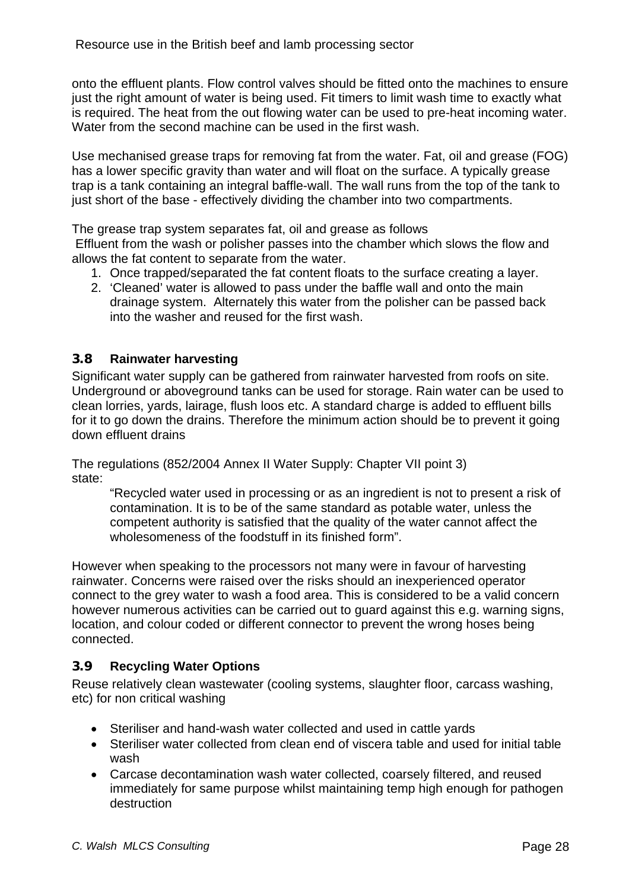onto the effluent plants. Flow control valves should be fitted onto the machines to ensure just the right amount of water is being used. Fit timers to limit wash time to exactly what is required. The heat from the out flowing water can be used to pre-heat incoming water. Water from the second machine can be used in the first wash.

Use mechanised grease traps for removing fat from the water. Fat, oil and grease (FOG) has a lower specific gravity than water and will float on the surface. A typically grease trap is a tank containing an integral baffle-wall. The wall runs from the top of the tank to just short of the base - effectively dividing the chamber into two compartments.

The grease trap system separates fat, oil and grease as follows
Effluent from the wash or polisher passes into the chamber which slows the flow and allows the fat content to separate from the water.

1. Once trapped/separated the fat content floats to the surface creating a layer.
2. 'Cleaned' water is allowed to pass under the baffle wall and onto the main drainage system. Alternately this water from the polisher can be passed back into the washer and reused for the first wash.

### 3.8 Rainwater harvesting

Significant water supply can be gathered from rainwater harvested from roofs on site. Underground or aboveground tanks can be used for storage. Rain water can be used to clean lorries, yards, lairage, flush loos etc. A standard charge is added to effluent bills for it to go down the drains. Therefore the minimum action should be to prevent it going down effluent drains

The regulations (852/2004 Annex II Water Supply: Chapter VII point 3) state:

> "Recycled water used in processing or as an ingredient is not to present a risk of contamination. It is to be of the same standard as potable water, unless the competent authority is satisfied that the quality of the water cannot affect the wholesomeness of the foodstuff in its finished form".

However when speaking to the processors not many were in favour of harvesting rainwater. Concerns were raised over the risks should an inexperienced operator connect to the grey water to wash a food area. This is considered to be a valid concern however numerous activities can be carried out to guard against this e.g. warning signs, location, and colour coded or different connector to prevent the wrong hoses being connected.

### 3.9 Recycling Water Options

Reuse relatively clean wastewater (cooling systems, slaughter floor, carcass washing, etc) for non critical washing

- Steriliser and hand-wash water collected and used in cattle yards
- Steriliser water collected from clean end of viscera table and used for initial table wash
- Carcase decontamination wash water collected, coarsely filtered, and reused immediately for same purpose whilst maintaining temp high enough for pathogen destruction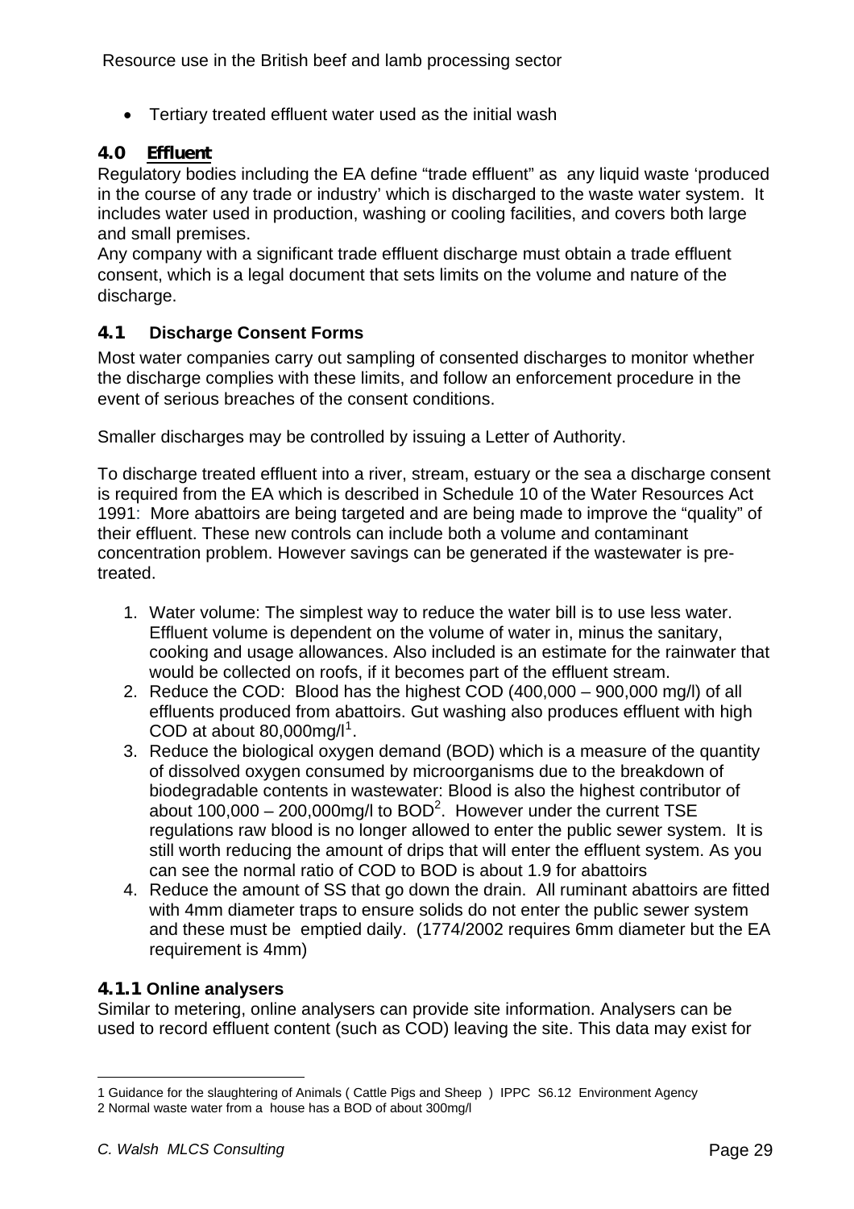- Tertiary treated effluent water used as the initial wash

## 4.0 Effluent

Regulatory bodies including the EA define "trade effluent" as any liquid waste 'produced in the course of any trade or industry' which is discharged to the waste water system. It includes water used in production, washing or cooling facilities, and covers both large and small premises.
Any company with a significant trade effluent discharge must obtain a trade effluent consent, which is a legal document that sets limits on the volume and nature of the discharge.

### 4.1 Discharge Consent Forms

Most water companies carry out sampling of consented discharges to monitor whether the discharge complies with these limits, and follow an enforcement procedure in the event of serious breaches of the consent conditions.

Smaller discharges may be controlled by issuing a Letter of Authority.

To discharge treated effluent into a river, stream, estuary or the sea a discharge consent is required from the EA which is described in Schedule 10 of the Water Resources Act 1991: More abattoirs are being targeted and are being made to improve the "quality" of their effluent. These new controls can include both a volume and contaminant concentration problem. However savings can be generated if the wastewater is pre-treated.

1. Water volume: The simplest way to reduce the water bill is to use less water. Effluent volume is dependent on the volume of water in, minus the sanitary, cooking and usage allowances. Also included is an estimate for the rainwater that would be collected on roofs, if it becomes part of the effluent stream.
2. Reduce the COD: Blood has the highest COD (400,000 – 900,000 mg/l) of all effluents produced from abattoirs. Gut washing also produces effluent with high COD at about 80,000mg/l[1].
3. Reduce the biological oxygen demand (BOD) which is a measure of the quantity of dissolved oxygen consumed by microorganisms due to the breakdown of biodegradable contents in wastewater: Blood is also the highest contributor of about 100,000 – 200,000mg/l to BOD[2]. However under the current TSE regulations raw blood is no longer allowed to enter the public sewer system. It is still worth reducing the amount of drips that will enter the effluent system. As you can see the normal ratio of COD to BOD is about 1.9 for abattoirs
4. Reduce the amount of SS that go down the drain. All ruminant abattoirs are fitted with 4mm diameter traps to ensure solids do not enter the public sewer system and these must be emptied daily. (1774/2002 requires 6mm diameter but the EA requirement is 4mm)

#### 4.1.1 Online analysers

Similar to metering, online analysers can provide site information. Analysers can be used to record effluent content (such as COD) leaving the site. This data may exist for

---

1 Guidance for the slaughtering of Animals ( Cattle Pigs and Sheep ) IPPC S6.12 Environment Agency
2 Normal waste water from a house has a BOD of about 300mg/l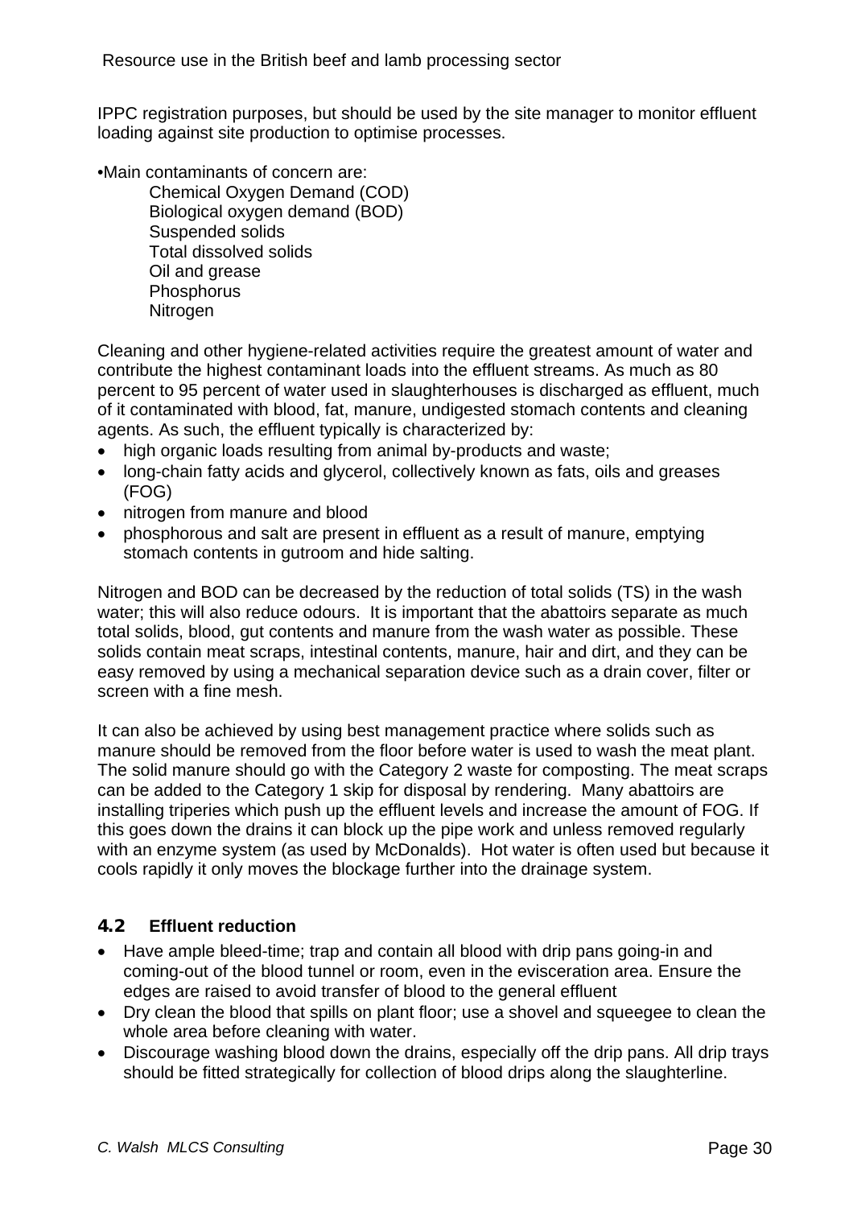IPPC registration purposes, but should be used by the site manager to monitor effluent loading against site production to optimise processes.

•Main contaminants of concern are:

Chemical Oxygen Demand (COD)
Biological oxygen demand (BOD)
Suspended solids
Total dissolved solids
Oil and grease
Phosphorus
Nitrogen

Cleaning and other hygiene-related activities require the greatest amount of water and contribute the highest contaminant loads into the effluent streams. As much as 80 percent to 95 percent of water used in slaughterhouses is discharged as effluent, much of it contaminated with blood, fat, manure, undigested stomach contents and cleaning agents. As such, the effluent typically is characterized by:

- high organic loads resulting from animal by-products and waste;
- long-chain fatty acids and glycerol, collectively known as fats, oils and greases (FOG)
- nitrogen from manure and blood
- phosphorous and salt are present in effluent as a result of manure, emptying stomach contents in gutroom and hide salting.

Nitrogen and BOD can be decreased by the reduction of total solids (TS) in the wash water; this will also reduce odours. It is important that the abattoirs separate as much total solids, blood, gut contents and manure from the wash water as possible. These solids contain meat scraps, intestinal contents, manure, hair and dirt, and they can be easy removed by using a mechanical separation device such as a drain cover, filter or screen with a fine mesh.

It can also be achieved by using best management practice where solids such as manure should be removed from the floor before water is used to wash the meat plant. The solid manure should go with the Category 2 waste for composting. The meat scraps can be added to the Category 1 skip for disposal by rendering. Many abattoirs are installing triperies which push up the effluent levels and increase the amount of FOG. If this goes down the drains it can block up the pipe work and unless removed regularly with an enzyme system (as used by McDonalds). Hot water is often used but because it cools rapidly it only moves the blockage further into the drainage system.

## 4.2 Effluent reduction

- Have ample bleed-time; trap and contain all blood with drip pans going-in and coming-out of the blood tunnel or room, even in the evisceration area. Ensure the edges are raised to avoid transfer of blood to the general effluent
- Dry clean the blood that spills on plant floor; use a shovel and squeegee to clean the whole area before cleaning with water.
- Discourage washing blood down the drains, especially off the drip pans. All drip trays should be fitted strategically for collection of blood drips along the slaughterline.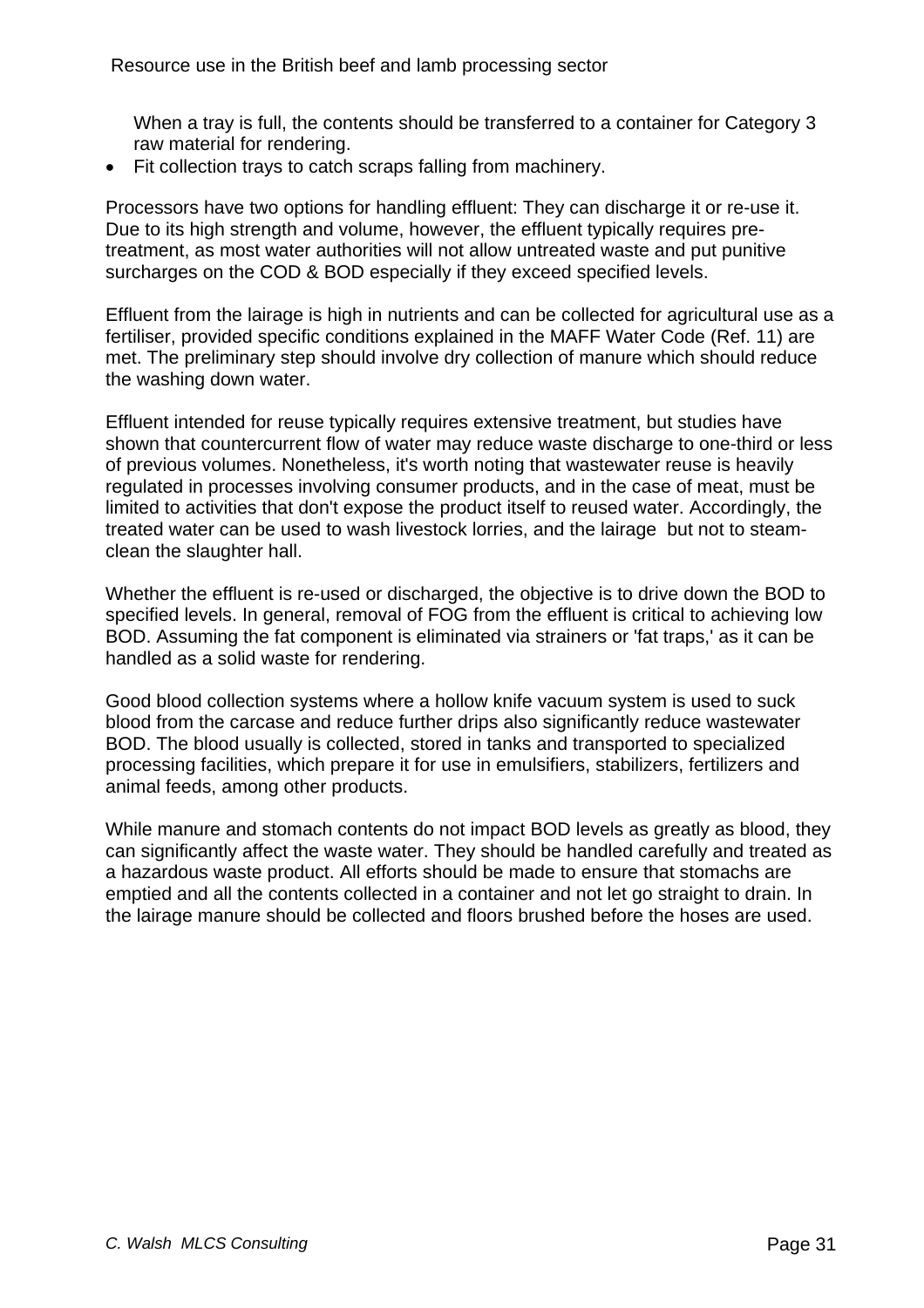When a tray is full, the contents should be transferred to a container for Category 3 raw material for rendering.

- Fit collection trays to catch scraps falling from machinery.

Processors have two options for handling effluent: They can discharge it or re-use it. Due to its high strength and volume, however, the effluent typically requires pre-treatment, as most water authorities will not allow untreated waste and put punitive surcharges on the COD & BOD especially if they exceed specified levels.

Effluent from the lairage is high in nutrients and can be collected for agricultural use as a fertiliser, provided specific conditions explained in the MAFF Water Code (Ref. 11) are met. The preliminary step should involve dry collection of manure which should reduce the washing down water.

Effluent intended for reuse typically requires extensive treatment, but studies have shown that countercurrent flow of water may reduce waste discharge to one-third or less of previous volumes. Nonetheless, it's worth noting that wastewater reuse is heavily regulated in processes involving consumer products, and in the case of meat, must be limited to activities that don't expose the product itself to reused water. Accordingly, the treated water can be used to wash livestock lorries, and the lairage but not to steam-clean the slaughter hall.

Whether the effluent is re-used or discharged, the objective is to drive down the BOD to specified levels. In general, removal of FOG from the effluent is critical to achieving low BOD. Assuming the fat component is eliminated via strainers or 'fat traps,' as it can be handled as a solid waste for rendering.

Good blood collection systems where a hollow knife vacuum system is used to suck blood from the carcase and reduce further drips also significantly reduce wastewater BOD. The blood usually is collected, stored in tanks and transported to specialized processing facilities, which prepare it for use in emulsifiers, stabilizers, fertilizers and animal feeds, among other products.

While manure and stomach contents do not impact BOD levels as greatly as blood, they can significantly affect the waste water. They should be handled carefully and treated as a hazardous waste product. All efforts should be made to ensure that stomachs are emptied and all the contents collected in a container and not let go straight to drain. In the lairage manure should be collected and floors brushed before the hoses are used.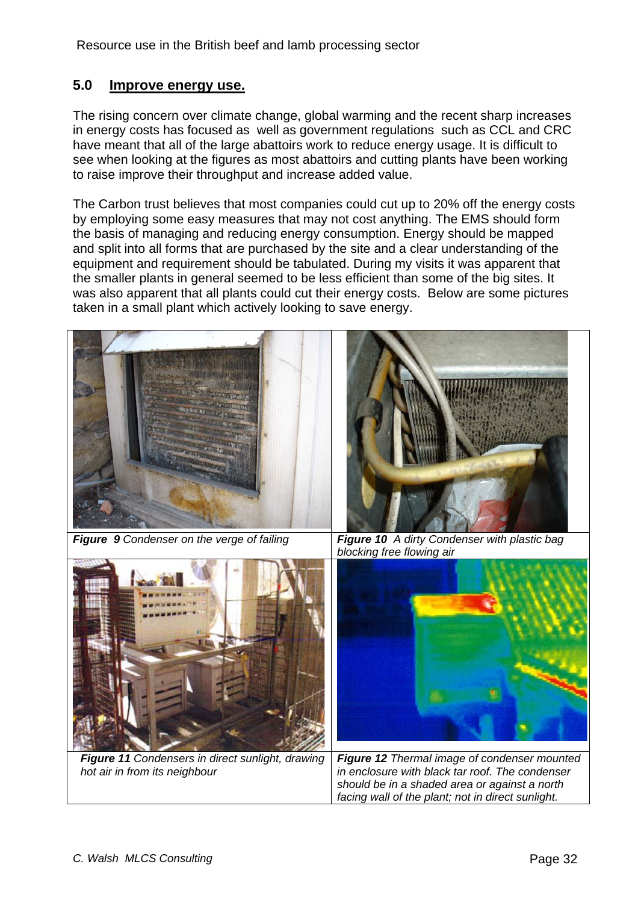## 5.0 Improve energy use.

The rising concern over climate change, global warming and the recent sharp increases in energy costs has focused as well as government regulations such as CCL and CRC have meant that all of the large abattoirs work to reduce energy usage. It is difficult to see when looking at the figures as most abattoirs and cutting plants have been working to raise improve their throughput and increase added value.

The Carbon trust believes that most companies could cut up to 20% off the energy costs by employing some easy measures that may not cost anything. The EMS should form the basis of managing and reducing energy consumption. Energy should be mapped and split into all forms that are purchased by the site and a clear understanding of the equipment and requirement should be tabulated. During my visits it was apparent that the smaller plants in general seemed to be less efficient than some of the big sites. It was also apparent that all plants could cut their energy costs. Below are some pictures taken in a small plant which actively looking to save energy.

***Figure 9*** *Condenser on the verge of failing*

***Figure 10*** *A dirty Condenser with plastic bag blocking free flowing air*

***Figure 11*** *Condensers in direct sunlight, drawing hot air in from its neighbour*

***Figure 12*** *Thermal image of condenser mounted in enclosure with black tar roof. The condenser should be in a shaded area or against a north facing wall of the plant; not in direct sunlight.*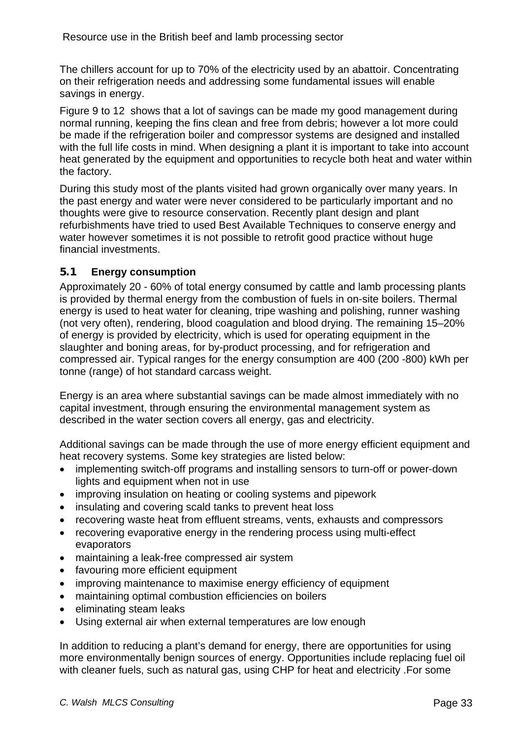The chillers account for up to 70% of the electricity used by an abattoir. Concentrating on their refrigeration needs and addressing some fundamental issues will enable savings in energy.

Figure 9 to 12 shows that a lot of savings can be made my good management during normal running, keeping the fins clean and free from debris; however a lot more could be made if the refrigeration boiler and compressor systems are designed and installed with the full life costs in mind. When designing a plant it is important to take into account heat generated by the equipment and opportunities to recycle both heat and water within the factory.

During this study most of the plants visited had grown organically over many years. In the past energy and water were never considered to be particularly important and no thoughts were give to resource conservation. Recently plant design and plant refurbishments have tried to used Best Available Techniques to conserve energy and water however sometimes it is not possible to retrofit good practice without huge financial investments.

## 5.1 Energy consumption

Approximately 20 - 60% of total energy consumed by cattle and lamb processing plants is provided by thermal energy from the combustion of fuels in on-site boilers. Thermal energy is used to heat water for cleaning, tripe washing and polishing, runner washing (not very often), rendering, blood coagulation and blood drying. The remaining 15–20% of energy is provided by electricity, which is used for operating equipment in the slaughter and boning areas, for by-product processing, and for refrigeration and compressed air. Typical ranges for the energy consumption are 400 (200 -800) kWh per tonne (range) of hot standard carcass weight.

Energy is an area where substantial savings can be made almost immediately with no capital investment, through ensuring the environmental management system as described in the water section covers all energy, gas and electricity.

Additional savings can be made through the use of more energy efficient equipment and heat recovery systems. Some key strategies are listed below:

- implementing switch-off programs and installing sensors to turn-off or power-down lights and equipment when not in use
- improving insulation on heating or cooling systems and pipework
- insulating and covering scald tanks to prevent heat loss
- recovering waste heat from effluent streams, vents, exhausts and compressors
- recovering evaporative energy in the rendering process using multi-effect evaporators
- maintaining a leak-free compressed air system
- favouring more efficient equipment
- improving maintenance to maximise energy efficiency of equipment
- maintaining optimal combustion efficiencies on boilers
- eliminating steam leaks
- Using external air when external temperatures are low enough

In addition to reducing a plant's demand for energy, there are opportunities for using more environmentally benign sources of energy. Opportunities include replacing fuel oil with cleaner fuels, such as natural gas, using CHP for heat and electricity .For some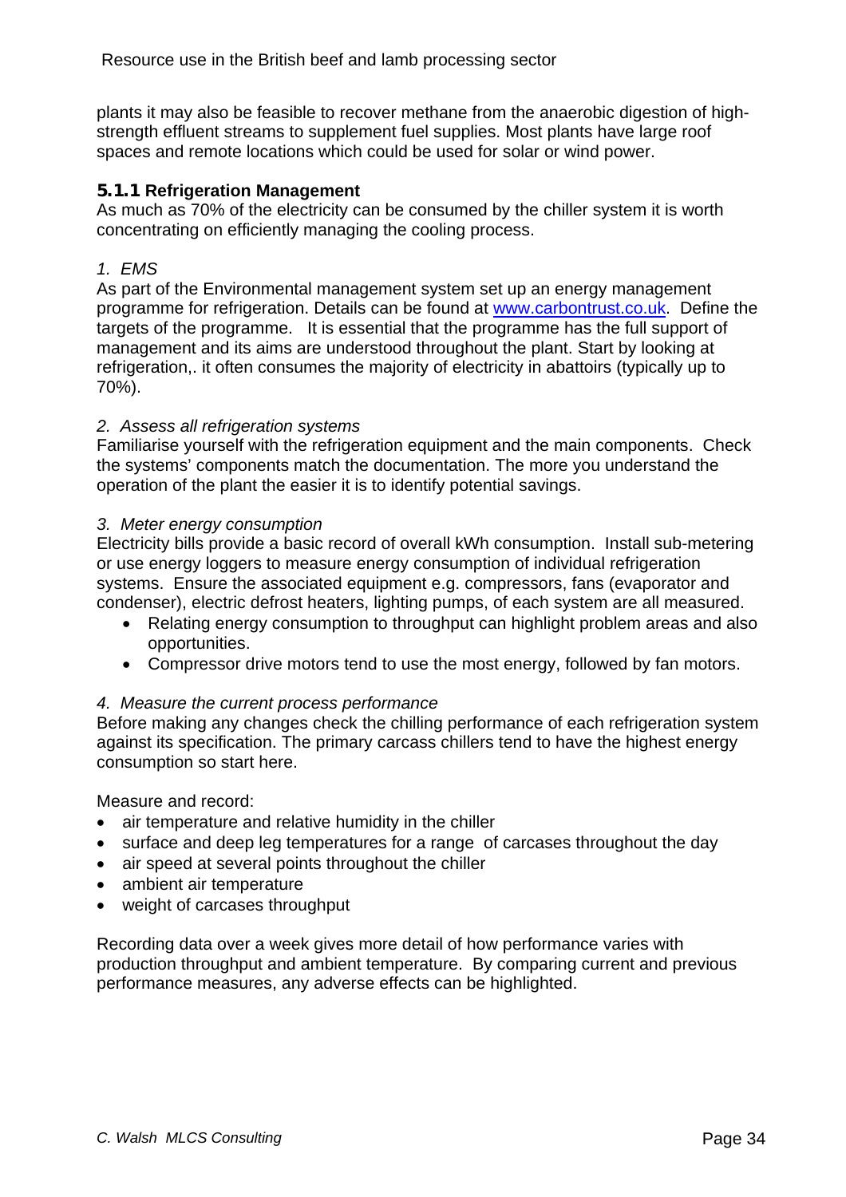plants it may also be feasible to recover methane from the anaerobic digestion of high-strength effluent streams to supplement fuel supplies. Most plants have large roof spaces and remote locations which could be used for solar or wind power.

### 5.1.1 Refrigeration Management

As much as 70% of the electricity can be consumed by the chiller system it is worth concentrating on efficiently managing the cooling process.

*1. EMS*

As part of the Environmental management system set up an energy management programme for refrigeration. Details can be found at www.carbontrust.co.uk. Define the targets of the programme. It is essential that the programme has the full support of management and its aims are understood throughout the plant. Start by looking at refrigeration,. it often consumes the majority of electricity in abattoirs (typically up to 70%).

*2. Assess all refrigeration systems*

Familiarise yourself with the refrigeration equipment and the main components. Check the systems' components match the documentation. The more you understand the operation of the plant the easier it is to identify potential savings.

*3. Meter energy consumption*

Electricity bills provide a basic record of overall kWh consumption. Install sub-metering or use energy loggers to measure energy consumption of individual refrigeration systems. Ensure the associated equipment e.g. compressors, fans (evaporator and condenser), electric defrost heaters, lighting pumps, of each system are all measured.

- Relating energy consumption to throughput can highlight problem areas and also opportunities.
- Compressor drive motors tend to use the most energy, followed by fan motors.

*4. Measure the current process performance*

Before making any changes check the chilling performance of each refrigeration system against its specification. The primary carcass chillers tend to have the highest energy consumption so start here.

Measure and record:

- air temperature and relative humidity in the chiller
- surface and deep leg temperatures for a range of carcases throughout the day
- air speed at several points throughout the chiller
- ambient air temperature
- weight of carcases throughput

Recording data over a week gives more detail of how performance varies with production throughput and ambient temperature. By comparing current and previous performance measures, any adverse effects can be highlighted.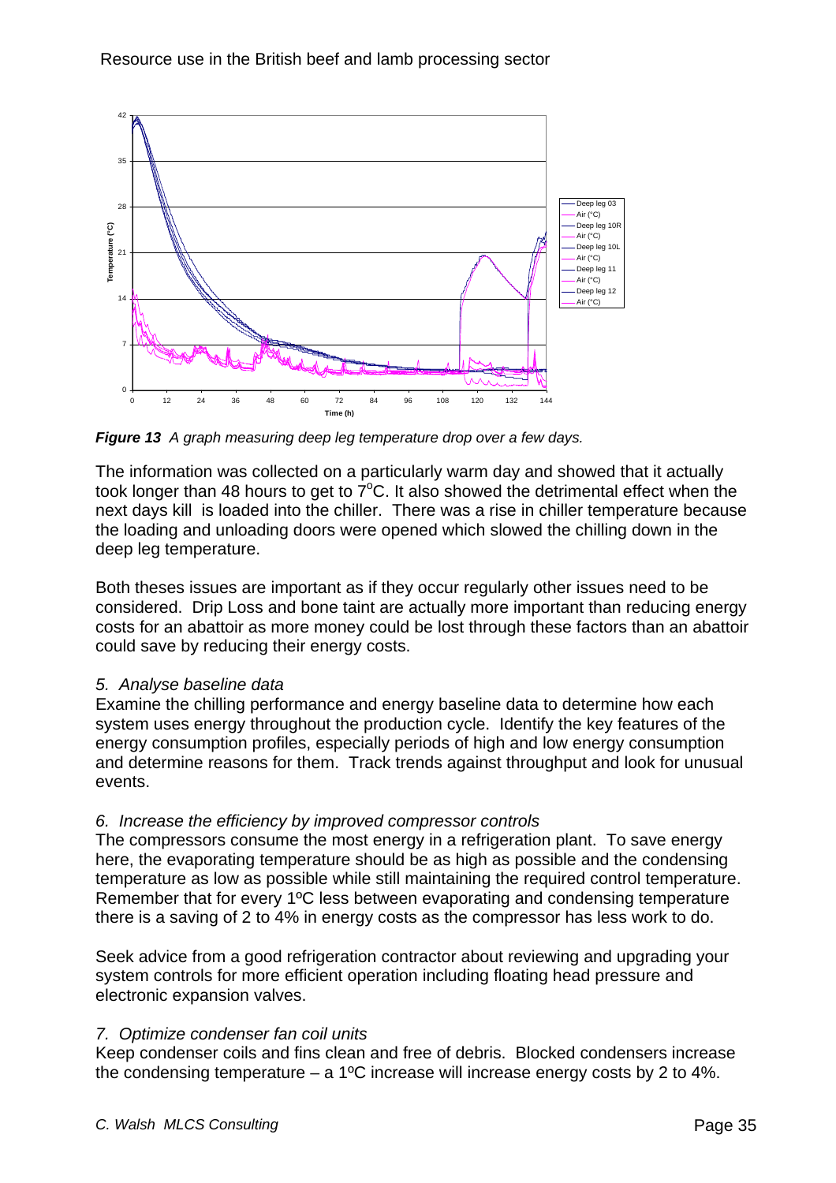*Figure 13 A graph measuring deep leg temperature drop over a few days.*

The information was collected on a particularly warm day and showed that it actually took longer than 48 hours to get to 7°C. It also showed the detrimental effect when the next days kill is loaded into the chiller. There was a rise in chiller temperature because the loading and unloading doors were opened which slowed the chilling down in the deep leg temperature.

Both theses issues are important as if they occur regularly other issues need to be considered. Drip Loss and bone taint are actually more important than reducing energy costs for an abattoir as more money could be lost through these factors than an abattoir could save by reducing their energy costs.

*5. Analyse baseline data*

Examine the chilling performance and energy baseline data to determine how each system uses energy throughout the production cycle. Identify the key features of the energy consumption profiles, especially periods of high and low energy consumption and determine reasons for them. Track trends against throughput and look for unusual events.

*6. Increase the efficiency by improved compressor controls*

The compressors consume the most energy in a refrigeration plant. To save energy here, the evaporating temperature should be as high as possible and the condensing temperature as low as possible while still maintaining the required control temperature. Remember that for every 1ºC less between evaporating and condensing temperature there is a saving of 2 to 4% in energy costs as the compressor has less work to do.

Seek advice from a good refrigeration contractor about reviewing and upgrading your system controls for more efficient operation including floating head pressure and electronic expansion valves.

*7. Optimize condenser fan coil units*

Keep condenser coils and fins clean and free of debris. Blocked condensers increase the condensing temperature – a 1ºC increase will increase energy costs by 2 to 4%.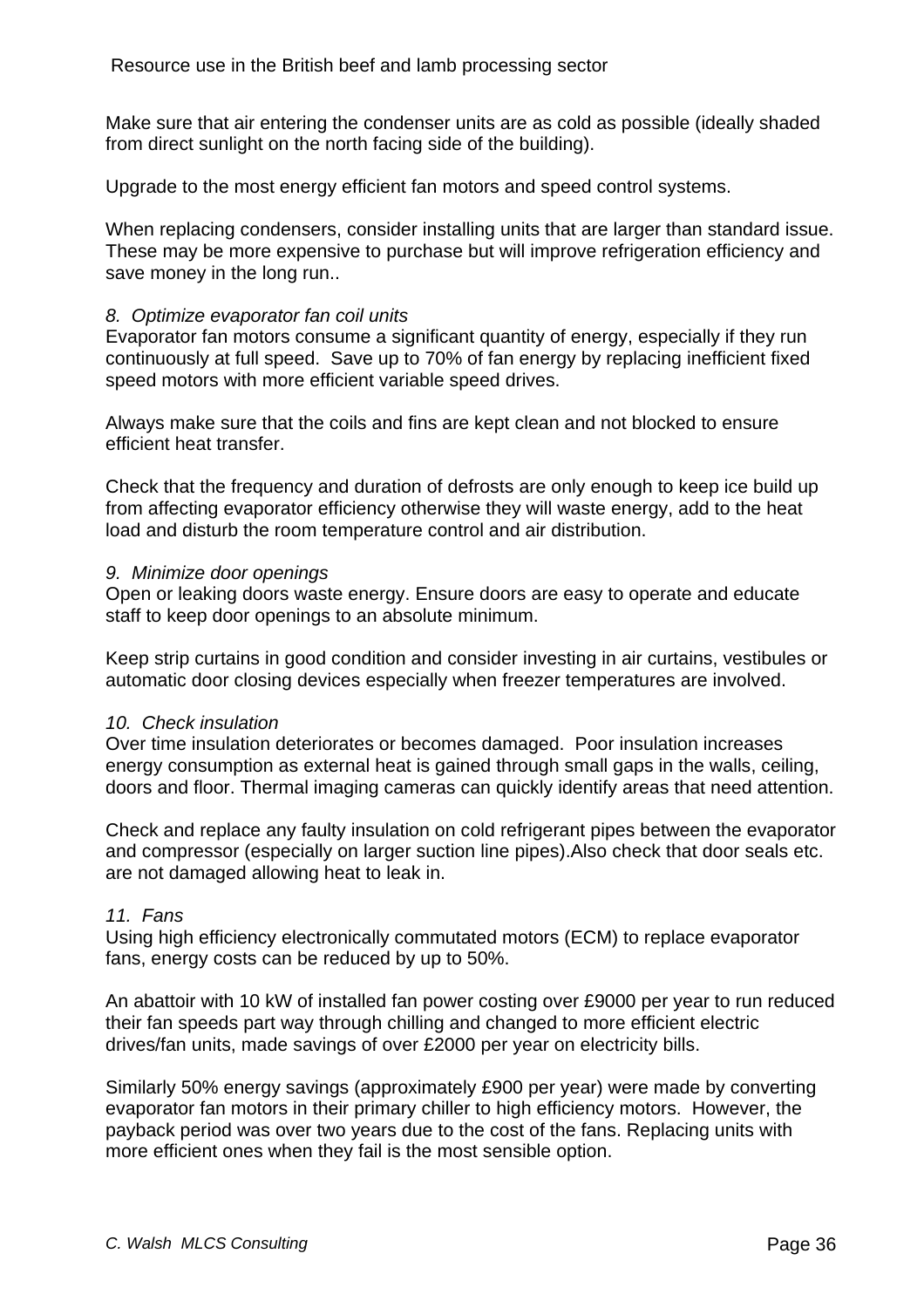Make sure that air entering the condenser units are as cold as possible (ideally shaded from direct sunlight on the north facing side of the building).

Upgrade to the most energy efficient fan motors and speed control systems.

When replacing condensers, consider installing units that are larger than standard issue. These may be more expensive to purchase but will improve refrigeration efficiency and save money in the long run..

*8. Optimize evaporator fan coil units*

Evaporator fan motors consume a significant quantity of energy, especially if they run continuously at full speed. Save up to 70% of fan energy by replacing inefficient fixed speed motors with more efficient variable speed drives.

Always make sure that the coils and fins are kept clean and not blocked to ensure efficient heat transfer.

Check that the frequency and duration of defrosts are only enough to keep ice build up from affecting evaporator efficiency otherwise they will waste energy, add to the heat load and disturb the room temperature control and air distribution.

*9. Minimize door openings*

Open or leaking doors waste energy. Ensure doors are easy to operate and educate staff to keep door openings to an absolute minimum.

Keep strip curtains in good condition and consider investing in air curtains, vestibules or automatic door closing devices especially when freezer temperatures are involved.

*10. Check insulation*

Over time insulation deteriorates or becomes damaged. Poor insulation increases energy consumption as external heat is gained through small gaps in the walls, ceiling, doors and floor. Thermal imaging cameras can quickly identify areas that need attention.

Check and replace any faulty insulation on cold refrigerant pipes between the evaporator and compressor (especially on larger suction line pipes).Also check that door seals etc. are not damaged allowing heat to leak in.

*11. Fans*

Using high efficiency electronically commutated motors (ECM) to replace evaporator fans, energy costs can be reduced by up to 50%.

An abattoir with 10 kW of installed fan power costing over £9000 per year to run reduced their fan speeds part way through chilling and changed to more efficient electric drives/fan units, made savings of over £2000 per year on electricity bills.

Similarly 50% energy savings (approximately £900 per year) were made by converting evaporator fan motors in their primary chiller to high efficiency motors. However, the payback period was over two years due to the cost of the fans. Replacing units with more efficient ones when they fail is the most sensible option.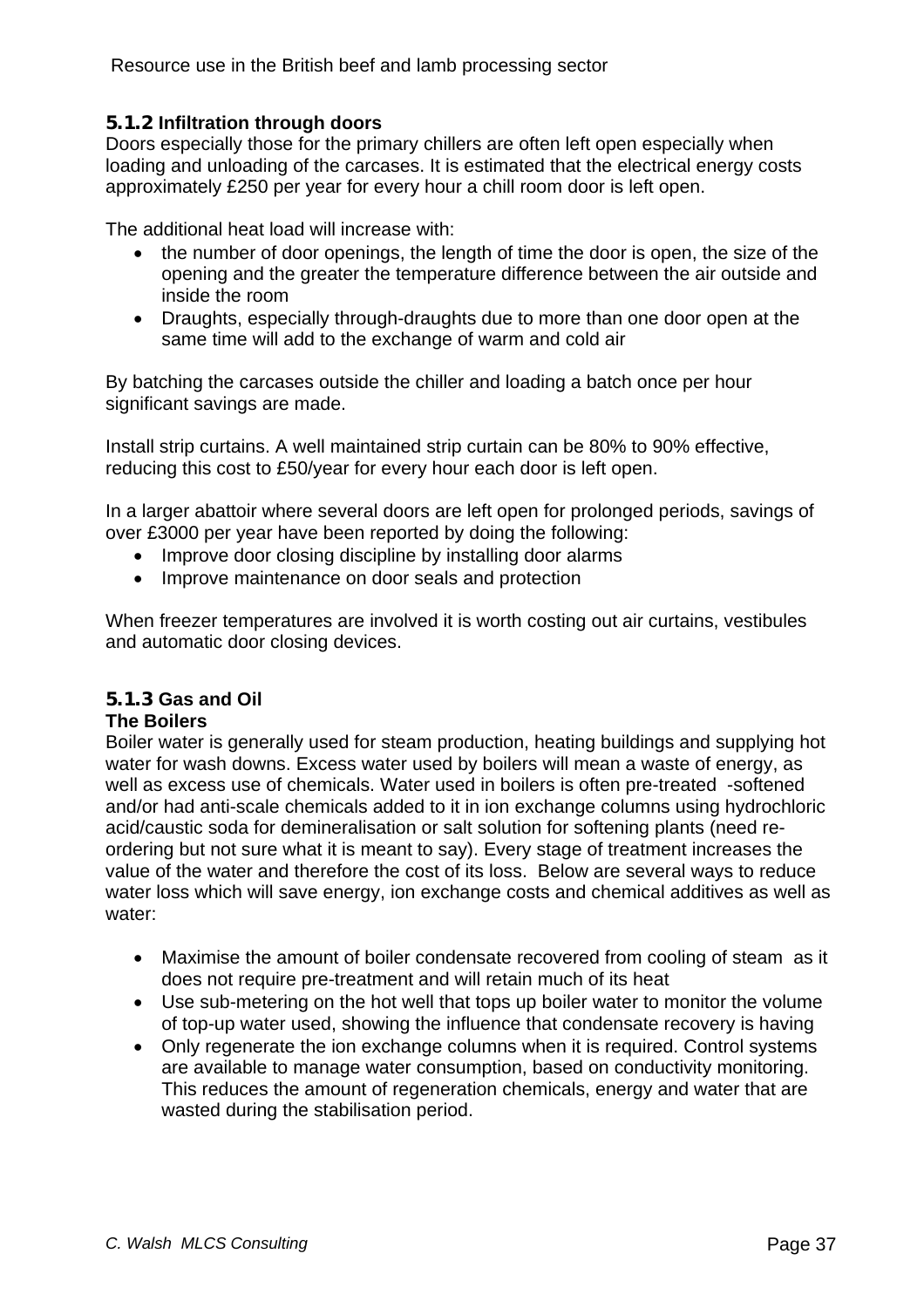### 5.1.2 Infiltration through doors

Doors especially those for the primary chillers are often left open especially when loading and unloading of the carcases. It is estimated that the electrical energy costs approximately £250 per year for every hour a chill room door is left open.

The additional heat load will increase with:

- the number of door openings, the length of time the door is open, the size of the opening and the greater the temperature difference between the air outside and inside the room
- Draughts, especially through-draughts due to more than one door open at the same time will add to the exchange of warm and cold air

By batching the carcases outside the chiller and loading a batch once per hour significant savings are made.

Install strip curtains. A well maintained strip curtain can be 80% to 90% effective, reducing this cost to £50/year for every hour each door is left open.

In a larger abattoir where several doors are left open for prolonged periods, savings of over £3000 per year have been reported by doing the following:

- Improve door closing discipline by installing door alarms
- Improve maintenance on door seals and protection

When freezer temperatures are involved it is worth costing out air curtains, vestibules and automatic door closing devices.

### 5.1.3 Gas and Oil

**The Boilers**

Boiler water is generally used for steam production, heating buildings and supplying hot water for wash downs. Excess water used by boilers will mean a waste of energy, as well as excess use of chemicals. Water used in boilers is often pre-treated -softened and/or had anti-scale chemicals added to it in ion exchange columns using hydrochloric acid/caustic soda for demineralisation or salt solution for softening plants (need re-ordering but not sure what it is meant to say). Every stage of treatment increases the value of the water and therefore the cost of its loss. Below are several ways to reduce water loss which will save energy, ion exchange costs and chemical additives as well as water:

- Maximise the amount of boiler condensate recovered from cooling of steam as it does not require pre-treatment and will retain much of its heat
- Use sub-metering on the hot well that tops up boiler water to monitor the volume of top-up water used, showing the influence that condensate recovery is having
- Only regenerate the ion exchange columns when it is required. Control systems are available to manage water consumption, based on conductivity monitoring. This reduces the amount of regeneration chemicals, energy and water that are wasted during the stabilisation period.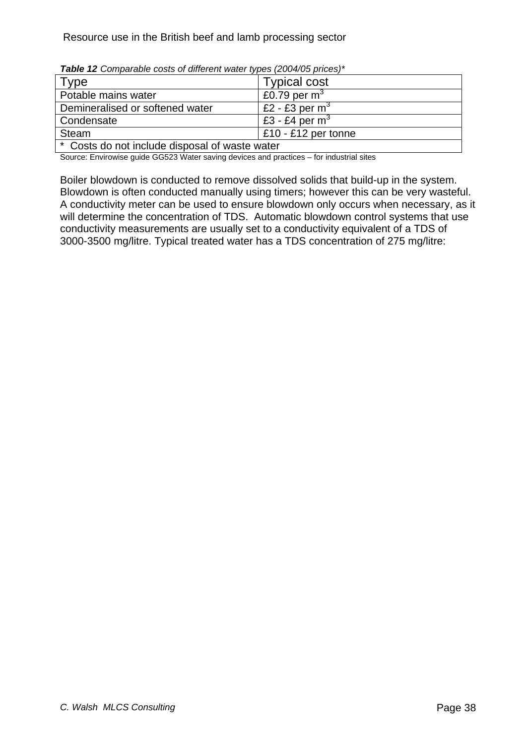***Table 12** Comparable costs of different water types (2004/05 prices)**

| Type | Typical cost |
|---|---|
| Potable mains water | £0.79 per $m^3$ |
| Demineralised or softened water | £2 - £3 per $m^3$ |
| Condensate | £3 - £4 per $m^3$ |
| Steam | £10 - £12 per tonne |
| * Costs do not include disposal of waste water | |

Source: Envirowise guide GG523 Water saving devices and practices – for industrial sites

Boiler blowdown is conducted to remove dissolved solids that build-up in the system. Blowdown is often conducted manually using timers; however this can be very wasteful. A conductivity meter can be used to ensure blowdown only occurs when necessary, as it will determine the concentration of TDS. Automatic blowdown control systems that use conductivity measurements are usually set to a conductivity equivalent of a TDS of 3000-3500 mg/litre. Typical treated water has a TDS concentration of 275 mg/litre: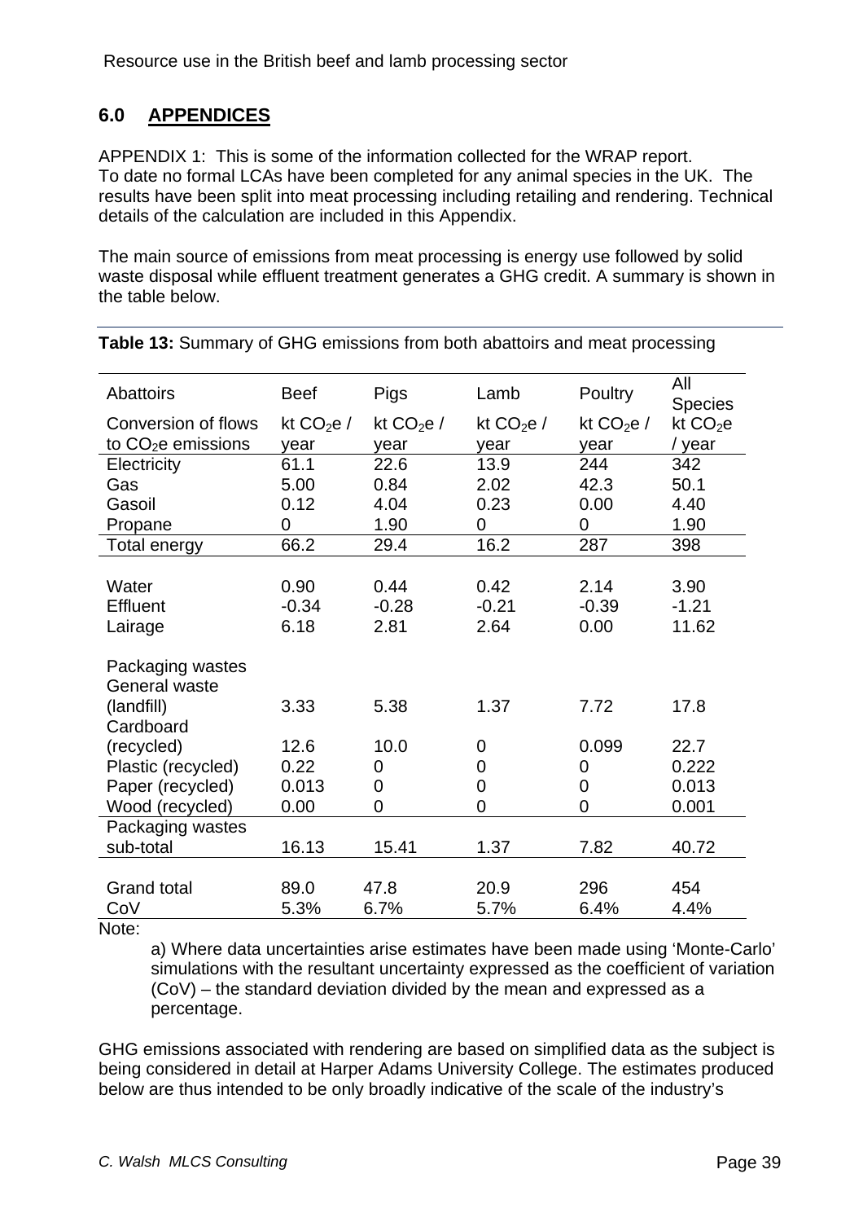## 6.0 APPENDICES

APPENDIX 1: This is some of the information collected for the WRAP report. To date no formal LCAs have been completed for any animal species in the UK. The results have been split into meat processing including retailing and rendering. Technical details of the calculation are included in this Appendix.

The main source of emissions from meat processing is energy use followed by solid waste disposal while effluent treatment generates a GHG credit. A summary is shown in the table below.

**Table 13:** Summary of GHG emissions from both abattoirs and meat processing

| Abattoirs | Beef | Pigs | Lamb | Poultry | All Species |
|---|---|---|---|---|---|
| Conversion of flows to $CO_2$e emissions | kt $CO_2$e / year | kt $CO_2$e / year | kt $CO_2$e / year | kt $CO_2$e / year | kt $CO_2$e / year |
| Electricity | 61.1 | 22.6 | 13.9 | 244 | 342 |
| Gas | 5.00 | 0.84 | 2.02 | 42.3 | 50.1 |
| Gasoil | 0.12 | 4.04 | 0.23 | 0.00 | 4.40 |
| Propane | 0 | 1.90 | 0 | 0 | 1.90 |
| Total energy | 66.2 | 29.4 | 16.2 | 287 | 398 |
| | | | | | |
| Water | 0.90 | 0.44 | 0.42 | 2.14 | 3.90 |
| Effluent | -0.34 | -0.28 | -0.21 | -0.39 | -1.21 |
| Lairage | 6.18 | 2.81 | 2.64 | 0.00 | 11.62 |
| | | | | | |
| Packaging wastes | | | | | |
| General waste (landfill) | 3.33 | 5.38 | 1.37 | 7.72 | 17.8 |
| Cardboard (recycled) | 12.6 | 10.0 | 0 | 0.099 | 22.7 |
| Plastic (recycled) | 0.22 | 0 | 0 | 0 | 0.222 |
| Paper (recycled) | 0.013 | 0 | 0 | 0 | 0.013 |
| Wood (recycled) | 0.00 | 0 | 0 | 0 | 0.001 |
| Packaging wastes sub-total | 16.13 | 15.41 | 1.37 | 7.82 | 40.72 |
| | | | | | |
| Grand total | 89.0 | 47.8 | 20.9 | 296 | 454 |
| CoV | 5.3% | 6.7% | 5.7% | 6.4% | 4.4% |

Note:

a) Where data uncertainties arise estimates have been made using 'Monte-Carlo' simulations with the resultant uncertainty expressed as the coefficient of variation (CoV) – the standard deviation divided by the mean and expressed as a percentage.

GHG emissions associated with rendering are based on simplified data as the subject is being considered in detail at Harper Adams University College. The estimates produced below are thus intended to be only broadly indicative of the scale of the industry's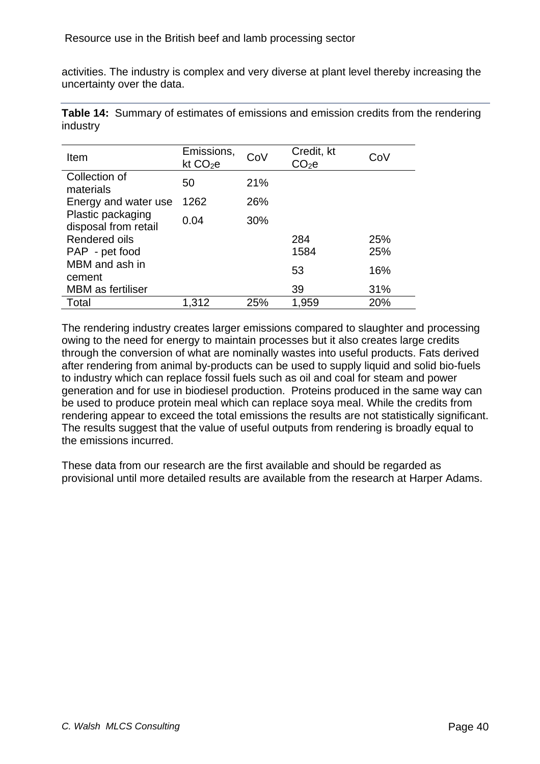activities. The industry is complex and very diverse at plant level thereby increasing the uncertainty over the data.

**Table 14:** Summary of estimates of emissions and emission credits from the rendering industry

| Item | Emissions, kt $CO_2e$ | CoV | Credit, kt $CO_2e$ | CoV |
|---|---|---|---|---|
| Collection of materials | 50 | 21% | | |
| Energy and water use | 1262 | 26% | | |
| Plastic packaging disposal from retail | 0.04 | 30% | | |
| Rendered oils | | | 284 | 25% |
| PAP - pet food | | | 1584 | 25% |
| MBM and ash in cement | | | 53 | 16% |
| MBM as fertiliser | | | 39 | 31% |
| Total | 1,312 | 25% | 1,959 | 20% |

The rendering industry creates larger emissions compared to slaughter and processing owing to the need for energy to maintain processes but it also creates large credits through the conversion of what are nominally wastes into useful products. Fats derived after rendering from animal by-products can be used to supply liquid and solid bio-fuels to industry which can replace fossil fuels such as oil and coal for steam and power generation and for use in biodiesel production. Proteins produced in the same way can be used to produce protein meal which can replace soya meal. While the credits from rendering appear to exceed the total emissions the results are not statistically significant. The results suggest that the value of useful outputs from rendering is broadly equal to the emissions incurred.

These data from our research are the first available and should be regarded as provisional until more detailed results are available from the research at Harper Adams.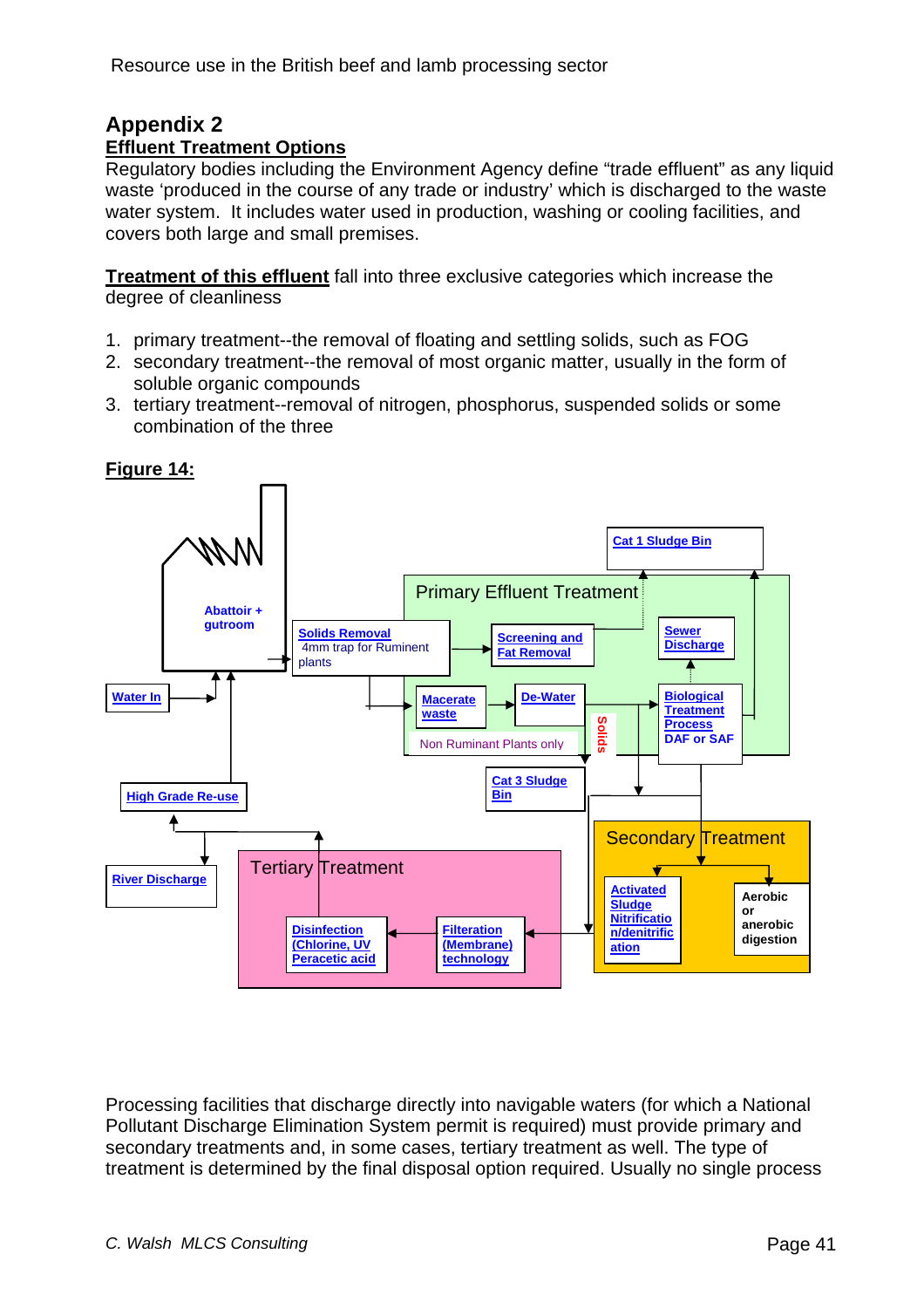## Appendix 2

### Effluent Treatment Options

Regulatory bodies including the Environment Agency define "trade effluent" as any liquid waste 'produced in the course of any trade or industry' which is discharged to the waste water system. It includes water used in production, washing or cooling facilities, and covers both large and small premises.

**Treatment of this effluent** fall into three exclusive categories which increase the degree of cleanliness

1. primary treatment--the removal of floating and settling solids, such as FOG
2. secondary treatment--the removal of most organic matter, usually in the form of soluble organic compounds
3. tertiary treatment--removal of nitrogen, phosphorus, suspended solids or some combination of the three

**Figure 14:**

Abattoir + gutroom

Water In

High Grade Re-use

River Discharge

Solids Removal
4mm trap for Ruminent plants

Primary Effluent Treatment

Screening and Fat Removal

Cat 1 Sludge Bin

Sewer Discharge

Macerate waste

De-Water

Non Ruminant Plants only

Solids

Biological Treatment Process
DAF or SAF

Cat 3 Sludge Bin

Secondary Treatment

Activated Sludge Nitrification/denitrification

Aerobic or anerobic digestion

Tertiary Treatment

Disinfection (Chlorine, UV Peracetic acid

Filteration (Membrane) technology

Processing facilities that discharge directly into navigable waters (for which a National Pollutant Discharge Elimination System permit is required) must provide primary and secondary treatments and, in some cases, tertiary treatment as well. The type of treatment is determined by the final disposal option required. Usually no single process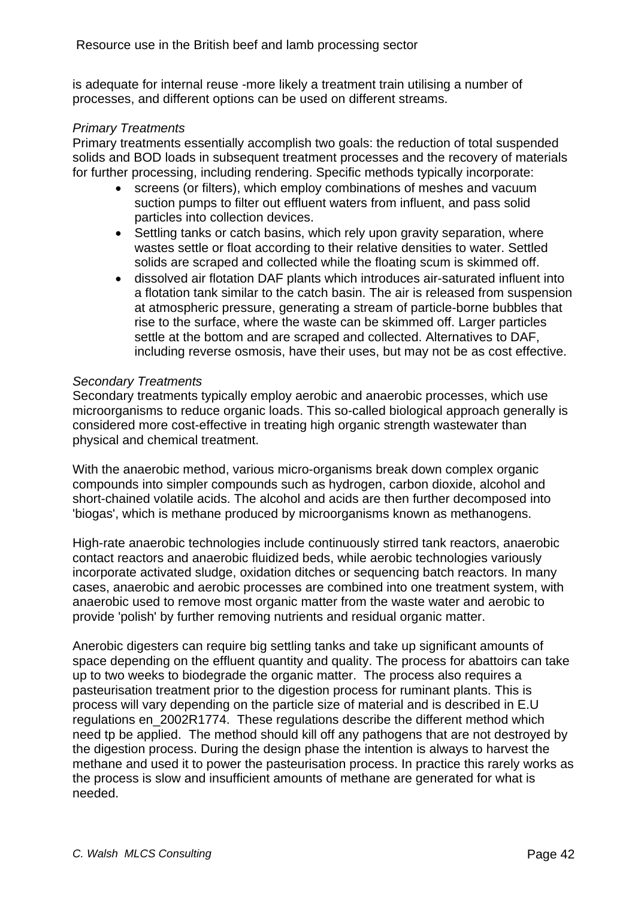is adequate for internal reuse -more likely a treatment train utilising a number of processes, and different options can be used on different streams.

*Primary Treatments*

Primary treatments essentially accomplish two goals: the reduction of total suspended solids and BOD loads in subsequent treatment processes and the recovery of materials for further processing, including rendering. Specific methods typically incorporate:

- screens (or filters), which employ combinations of meshes and vacuum suction pumps to filter out effluent waters from influent, and pass solid particles into collection devices.
- Settling tanks or catch basins, which rely upon gravity separation, where wastes settle or float according to their relative densities to water. Settled solids are scraped and collected while the floating scum is skimmed off.
- dissolved air flotation DAF plants which introduces air-saturated influent into a flotation tank similar to the catch basin. The air is released from suspension at atmospheric pressure, generating a stream of particle-borne bubbles that rise to the surface, where the waste can be skimmed off. Larger particles settle at the bottom and are scraped and collected. Alternatives to DAF, including reverse osmosis, have their uses, but may not be as cost effective.

*Secondary Treatments*

Secondary treatments typically employ aerobic and anaerobic processes, which use microorganisms to reduce organic loads. This so-called biological approach generally is considered more cost-effective in treating high organic strength wastewater than physical and chemical treatment.

With the anaerobic method, various micro-organisms break down complex organic compounds into simpler compounds such as hydrogen, carbon dioxide, alcohol and short-chained volatile acids. The alcohol and acids are then further decomposed into 'biogas', which is methane produced by microorganisms known as methanogens.

High-rate anaerobic technologies include continuously stirred tank reactors, anaerobic contact reactors and anaerobic fluidized beds, while aerobic technologies variously incorporate activated sludge, oxidation ditches or sequencing batch reactors. In many cases, anaerobic and aerobic processes are combined into one treatment system, with anaerobic used to remove most organic matter from the waste water and aerobic to provide 'polish' by further removing nutrients and residual organic matter.

Anerobic digesters can require big settling tanks and take up significant amounts of space depending on the effluent quantity and quality. The process for abattoirs can take up to two weeks to biodegrade the organic matter. The process also requires a pasteurisation treatment prior to the digestion process for ruminant plants. This is process will vary depending on the particle size of material and is described in E.U regulations en_2002R1774. These regulations describe the different method which need tp be applied. The method should kill off any pathogens that are not destroyed by the digestion process. During the design phase the intention is always to harvest the methane and used it to power the pasteurisation process. In practice this rarely works as the process is slow and insufficient amounts of methane are generated for what is needed.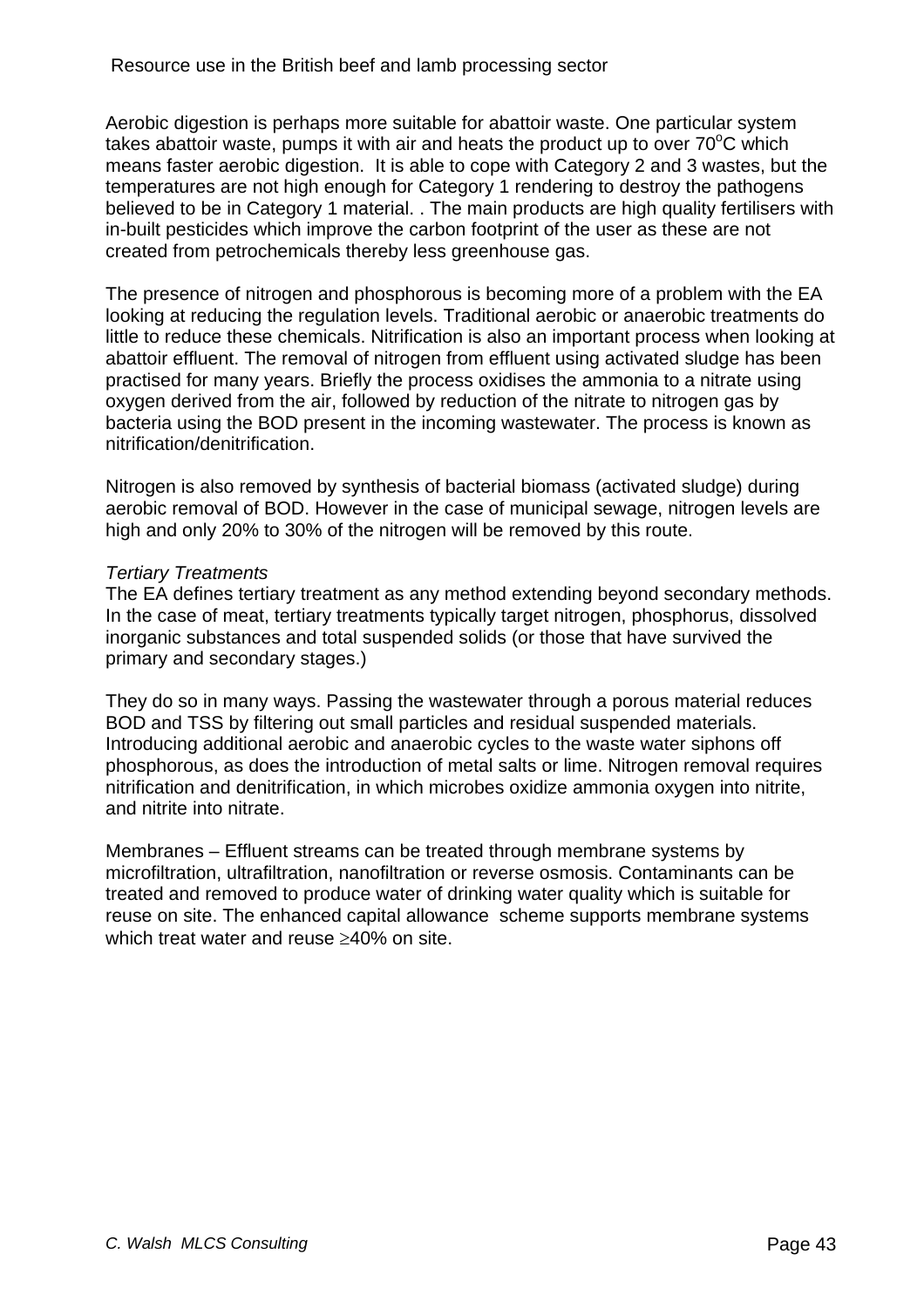Aerobic digestion is perhaps more suitable for abattoir waste. One particular system takes abattoir waste, pumps it with air and heats the product up to over 70$^{o}$C which means faster aerobic digestion. It is able to cope with Category 2 and 3 wastes, but the temperatures are not high enough for Category 1 rendering to destroy the pathogens believed to be in Category 1 material. . The main products are high quality fertilisers with in-built pesticides which improve the carbon footprint of the user as these are not created from petrochemicals thereby less greenhouse gas.

The presence of nitrogen and phosphorous is becoming more of a problem with the EA looking at reducing the regulation levels. Traditional aerobic or anaerobic treatments do little to reduce these chemicals. Nitrification is also an important process when looking at abattoir effluent. The removal of nitrogen from effluent using activated sludge has been practised for many years. Briefly the process oxidises the ammonia to a nitrate using oxygen derived from the air, followed by reduction of the nitrate to nitrogen gas by bacteria using the BOD present in the incoming wastewater. The process is known as nitrification/denitrification.

Nitrogen is also removed by synthesis of bacterial biomass (activated sludge) during aerobic removal of BOD. However in the case of municipal sewage, nitrogen levels are high and only 20% to 30% of the nitrogen will be removed by this route.

*Tertiary Treatments*

The EA defines tertiary treatment as any method extending beyond secondary methods. In the case of meat, tertiary treatments typically target nitrogen, phosphorus, dissolved inorganic substances and total suspended solids (or those that have survived the primary and secondary stages.)

They do so in many ways. Passing the wastewater through a porous material reduces BOD and TSS by filtering out small particles and residual suspended materials. Introducing additional aerobic and anaerobic cycles to the waste water siphons off phosphorous, as does the introduction of metal salts or lime. Nitrogen removal requires nitrification and denitrification, in which microbes oxidize ammonia oxygen into nitrite, and nitrite into nitrate.

Membranes – Effluent streams can be treated through membrane systems by microfiltration, ultrafiltration, nanofiltration or reverse osmosis. Contaminants can be treated and removed to produce water of drinking water quality which is suitable for reuse on site. The enhanced capital allowance scheme supports membrane systems which treat water and reuse $\geq$40% on site.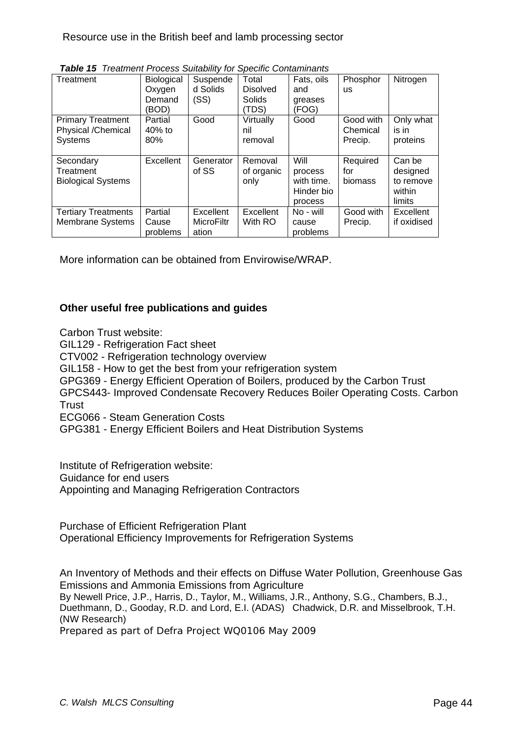*Table 15 Treatment Process Suitability for Specific Contaminants*

| Treatment | Biological Oxygen Demand (BOD) | Suspended Solids (SS) | Total Disolved Solids (TDS) | Fats, oils and greases (FOG) | Phosphorus | Nitrogen |
|---|---|---|---|---|---|---|
| Primary Treatment Physical /Chemical Systems | Partial 40% to 80% | Good | Virtually nil removal | Good | Good with Chemical Precip. | Only what is in proteins |
| Secondary Treatment Biological Systems | Excellent | Generator of SS | Removal of organic only | Will process with time. Hinder bio process | Required for biomass | Can be designed to remove within limits |
| Tertiary Treatments Membrane Systems | Partial Cause problems | Excellent MicroFiltration | Excellent With RO | No - will cause problems | Good with Precip. | Excellent if oxidised |

More information can be obtained from Envirowise/WRAP.

**Other useful free publications and guides**

Carbon Trust website:
GIL129 - Refrigeration Fact sheet
CTV002 - Refrigeration technology overview
GIL158 - How to get the best from your refrigeration system
GPG369 - Energy Efficient Operation of Boilers, produced by the Carbon Trust
GPCS443- Improved Condensate Recovery Reduces Boiler Operating Costs. Carbon Trust
ECG066 - Steam Generation Costs
GPG381 - Energy Efficient Boilers and Heat Distribution Systems

Institute of Refrigeration website:
Guidance for end users
Appointing and Managing Refrigeration Contractors

Purchase of Efficient Refrigeration Plant
Operational Efficiency Improvements for Refrigeration Systems

An Inventory of Methods and their effects on Diffuse Water Pollution, Greenhouse Gas Emissions and Ammonia Emissions from Agriculture
By Newell Price, J.P., Harris, D., Taylor, M., Williams, J.R., Anthony, S.G., Chambers, B.J., Duethmann, D., Gooday, R.D. and Lord, E.I. (ADAS) Chadwick, D.R. and Misselbrook, T.H. (NW Research)
Prepared as part of Defra Project WQ0106 May 2009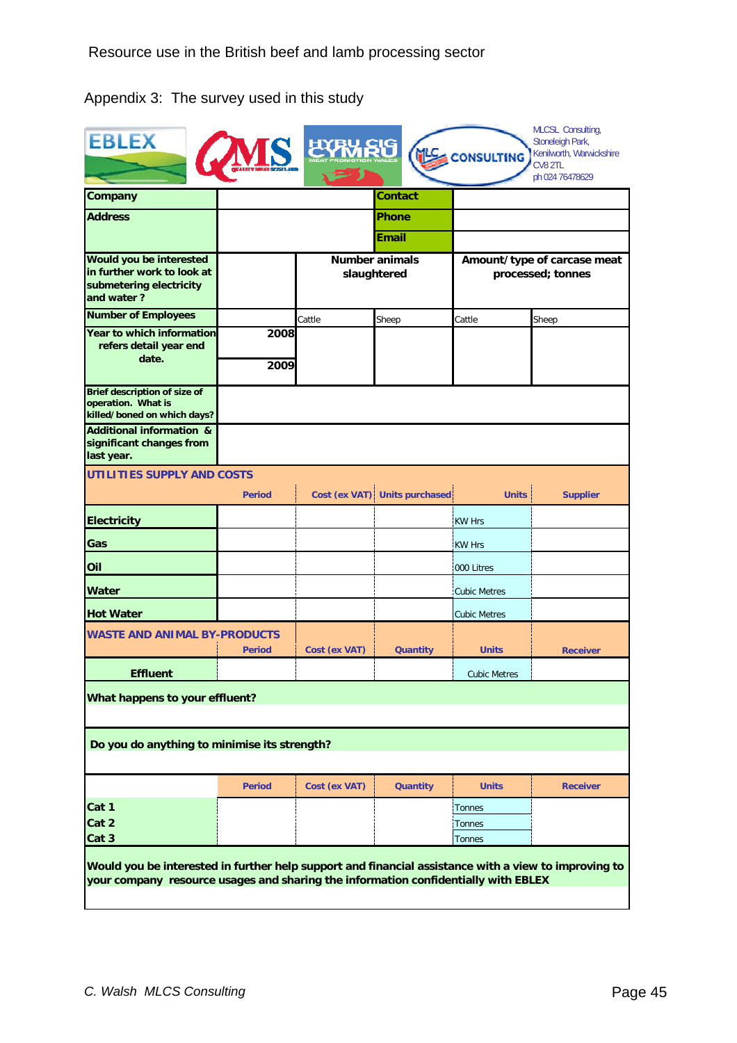Resource use in the British beef and lamb processing sector

Appendix 3: The survey used in this study

EBLEX | QMS Quality Meat Scotland | HYBU CIG CYMRU Meat Promotion Wales | MLC CONSULTING

MLCSL Consulting,
Stoneleigh Park,
Kenilworth, Warwickshire
CV8 2TL
ph 024 76478629

| | | | | | |
|---|---|---|---|---|---|
| **Company** | | | **Contact** | | |
| **Address** | | | **Phone** | | |
| | | | **Email** | | |
| **Would you be interested in further work to look at submetering electricity and water ?** | | **Number animals slaughtered** | | **Amount/type of carcase meat processed; tonnes** | |
| **Number of Employees** | | Cattle | Sheep | Cattle | Sheep |
| **Year to which information refers detail year end date.** | **2008** | | | | |
| | **2009** | | | | |
| **Brief description of size of operation. What is killed/boned on which days?** | | | | | |
| **Additional information & significant changes from last year.** | | | | | |

**UTILITIES SUPPLY AND COSTS**

| | Period | Cost (ex VAT) | Units purchased | Units | Supplier |
|---|---|---|---|---|---|
| **Electricity** | | | | KW Hrs | |
| **Gas** | | | | KW Hrs | |
| **Oil** | | | | 000 Litres | |
| **Water** | | | | Cubic Metres | |
| **Hot Water** | | | | Cubic Metres | |

**WASTE AND ANIMAL BY-PRODUCTS**

| | Period | Cost (ex VAT) | Quantity | Units | Receiver |
|---|---|---|---|---|---|
| **Effluent** | | | | Cubic Metres | |

**What happens to your effluent?**

**Do you do anything to minimise its strength?**

| | Period | Cost (ex VAT) | Quantity | Units | Receiver |
|---|---|---|---|---|---|
| **Cat 1** | | | | Tonnes | |
| **Cat 2** | | | | Tonnes | |
| **Cat 3** | | | | Tonnes | |

**Would you be interested in further help support and financial assistance with a view to improving to your company resource usages and sharing the information confidentially with EBLEX**

*C. Walsh MLCS Consulting*